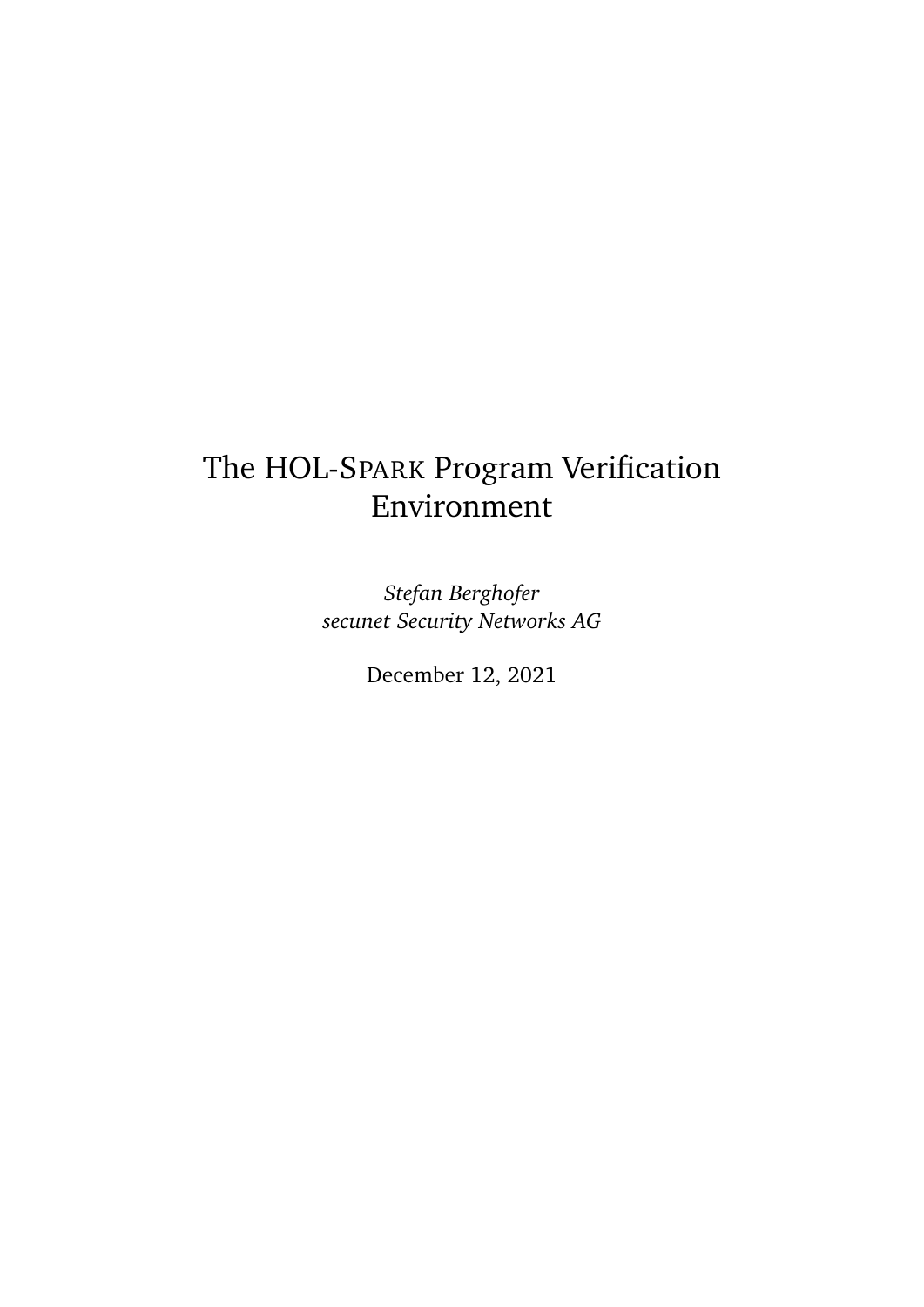# The HOL-SPARK Program Verification Environment

*Stefan Berghofer*
*secunet Security Networks AG*

December 12, 2021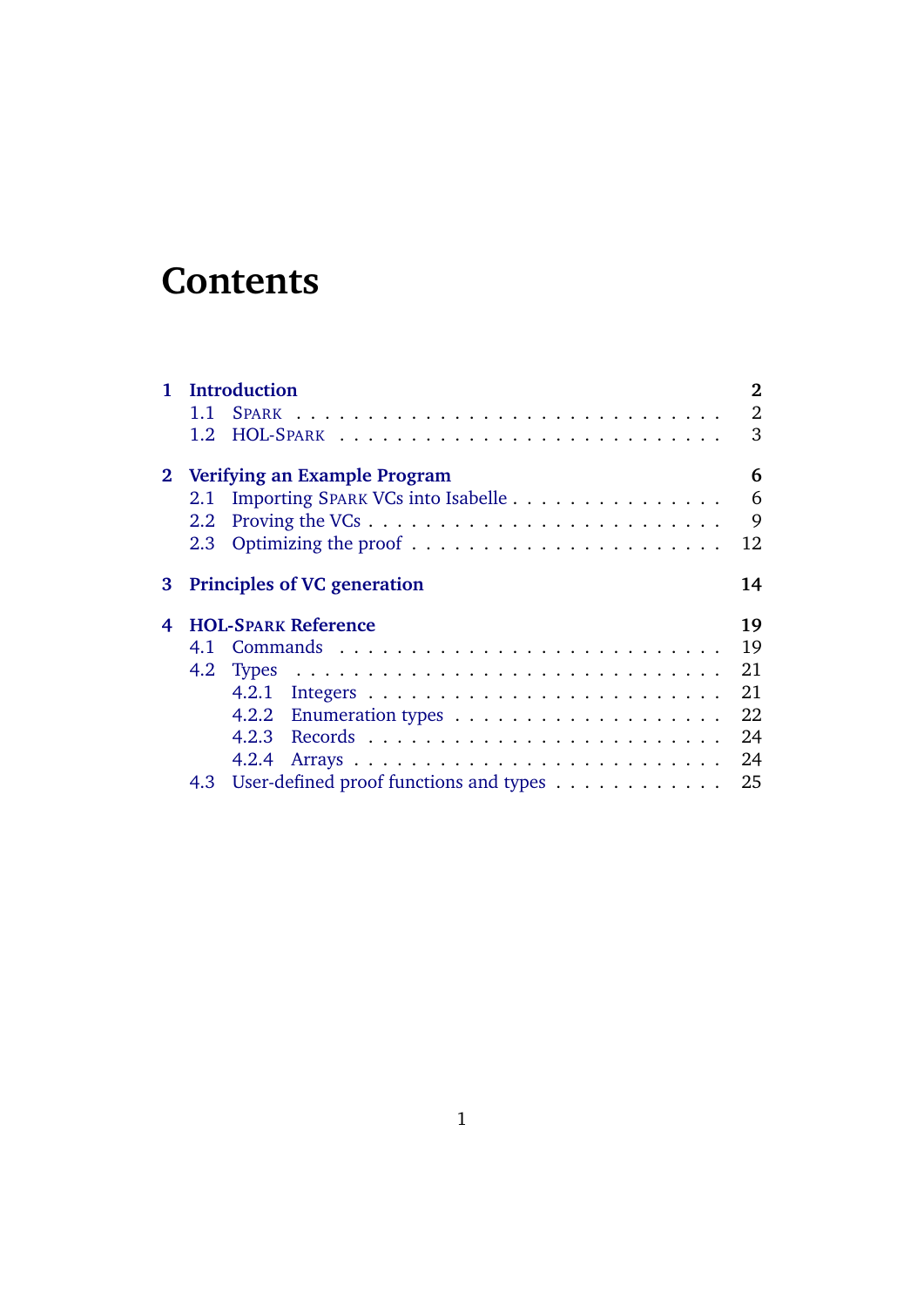# Contents

- **1 Introduction** — **2**
  - 1.1 SPARK — 2
  - 1.2 HOL-SPARK — 3
- **2 Verifying an Example Program** — **6**
  - 2.1 Importing SPARK VCs into Isabelle — 6
  - 2.2 Proving the VCs — 9
  - 2.3 Optimizing the proof — 12
- **3 Principles of VC generation** — **14**
- **4 HOL-SPARK Reference** — **19**
  - 4.1 Commands — 19
  - 4.2 Types — 21
    - 4.2.1 Integers — 21
    - 4.2.2 Enumeration types — 22
    - 4.2.3 Records — 24
    - 4.2.4 Arrays — 24
  - 4.3 User-defined proof functions and types — 25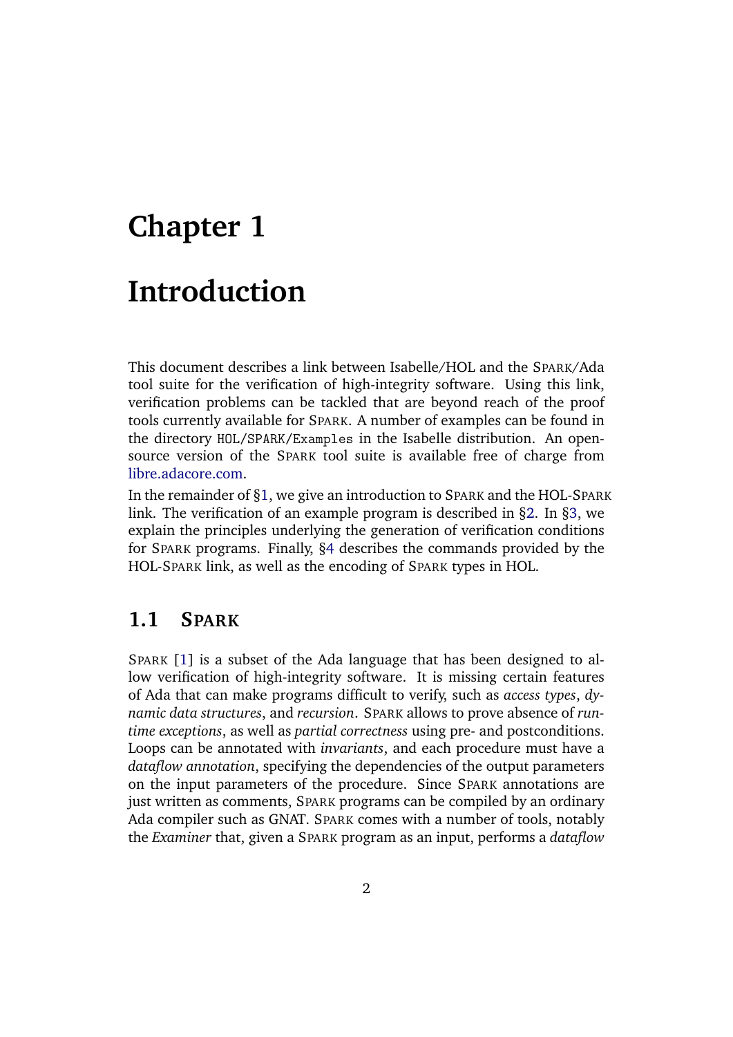# Chapter 1

# Introduction

This document describes a link between Isabelle/HOL and the SPARK/Ada tool suite for the verification of high-integrity software. Using this link, verification problems can be tackled that are beyond reach of the proof tools currently available for SPARK. A number of examples can be found in the directory `HOL/SPARK/Examples` in the Isabelle distribution. An open-source version of the SPARK tool suite is available free of charge from libre.adacore.com.

In the remainder of §1, we give an introduction to SPARK and the HOL-SPARK link. The verification of an example program is described in §2. In §3, we explain the principles underlying the generation of verification conditions for SPARK programs. Finally, §4 describes the commands provided by the HOL-SPARK link, as well as the encoding of SPARK types in HOL.

## 1.1 SPARK

SPARK [1] is a subset of the Ada language that has been designed to allow verification of high-integrity software. It is missing certain features of Ada that can make programs difficult to verify, such as *access types*, *dynamic data structures*, and *recursion*. SPARK allows to prove absence of *runtime exceptions*, as well as *partial correctness* using pre- and postconditions. Loops can be annotated with *invariants*, and each procedure must have a *dataflow annotation*, specifying the dependencies of the output parameters on the input parameters of the procedure. Since SPARK annotations are just written as comments, SPARK programs can be compiled by an ordinary Ada compiler such as GNAT. SPARK comes with a number of tools, notably the *Examiner* that, given a SPARK program as an input, performs a *dataflow*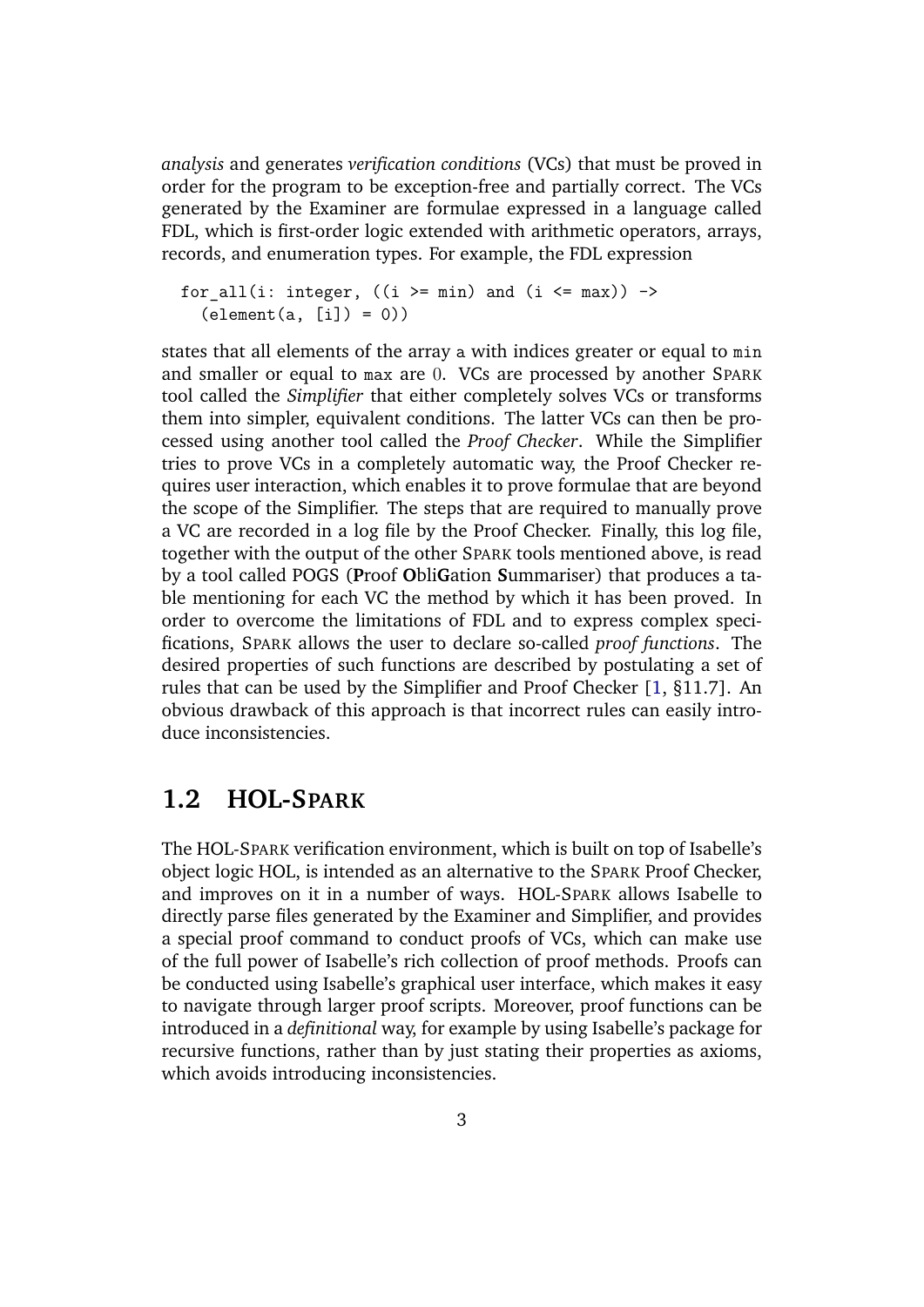*analysis* and generates *verification conditions* (VCs) that must be proved in order for the program to be exception-free and partially correct. The VCs generated by the Examiner are formulae expressed in a language called FDL, which is first-order logic extended with arithmetic operators, arrays, records, and enumeration types. For example, the FDL expression

```
for_all(i: integer, ((i >= min) and (i <= max)) ->
  (element(a, [i]) = 0))
```

states that all elements of the array a with indices greater or equal to min and smaller or equal to max are 0. VCs are processed by another SPARK tool called the *Simplifier* that either completely solves VCs or transforms them into simpler, equivalent conditions. The latter VCs can then be processed using another tool called the *Proof Checker*. While the Simplifier tries to prove VCs in a completely automatic way, the Proof Checker requires user interaction, which enables it to prove formulae that are beyond the scope of the Simplifier. The steps that are required to manually prove a VC are recorded in a log file by the Proof Checker. Finally, this log file, together with the output of the other SPARK tools mentioned above, is read by a tool called POGS (**P**roof **O**bli**G**ation **S**ummariser) that produces a table mentioning for each VC the method by which it has been proved. In order to overcome the limitations of FDL and to express complex specifications, SPARK allows the user to declare so-called *proof functions*. The desired properties of such functions are described by postulating a set of rules that can be used by the Simplifier and Proof Checker [1, §11.7]. An obvious drawback of this approach is that incorrect rules can easily introduce inconsistencies.

## 1.2 HOL-SPARK

The HOL-SPARK verification environment, which is built on top of Isabelle's object logic HOL, is intended as an alternative to the SPARK Proof Checker, and improves on it in a number of ways. HOL-SPARK allows Isabelle to directly parse files generated by the Examiner and Simplifier, and provides a special proof command to conduct proofs of VCs, which can make use of the full power of Isabelle's rich collection of proof methods. Proofs can be conducted using Isabelle's graphical user interface, which makes it easy to navigate through larger proof scripts. Moreover, proof functions can be introduced in a *definitional* way, for example by using Isabelle's package for recursive functions, rather than by just stating their properties as axioms, which avoids introducing inconsistencies.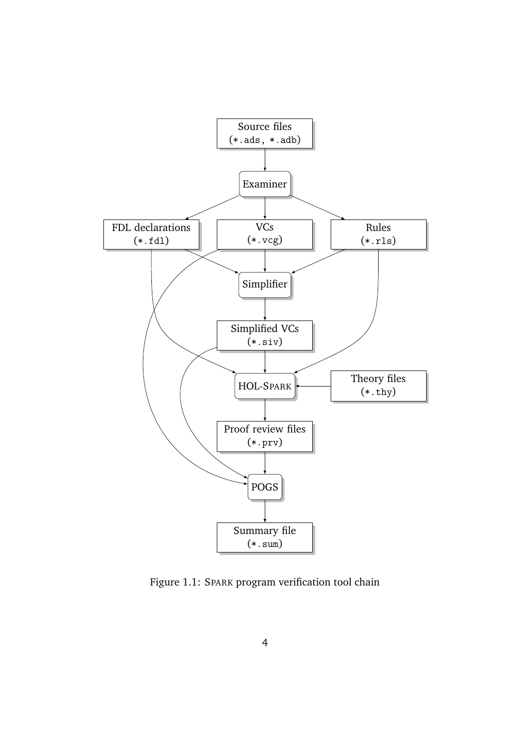Figure 1.1: SPARK program verification tool chain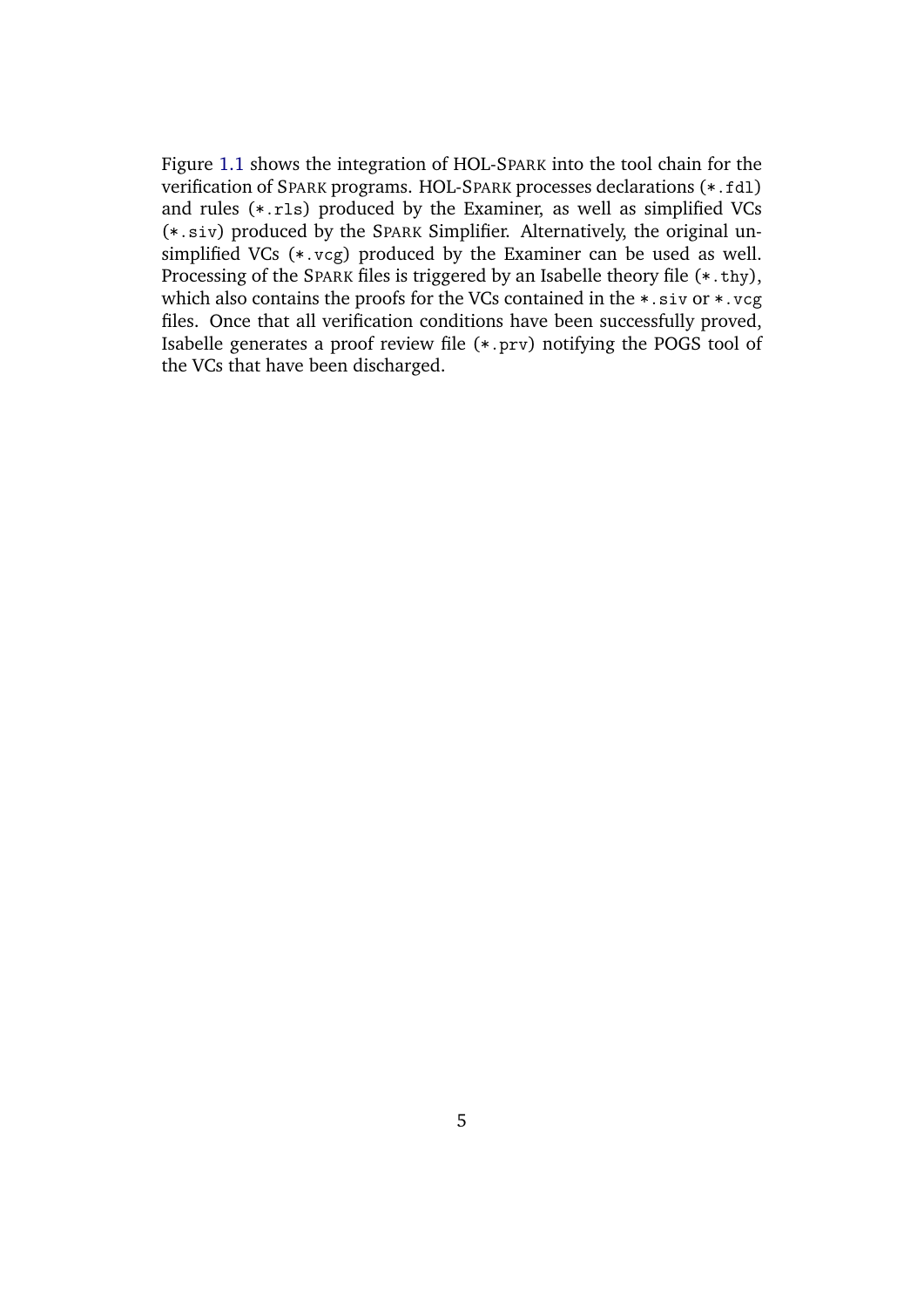Figure 1.1 shows the integration of HOL-SPARK into the tool chain for the verification of SPARK programs. HOL-SPARK processes declarations (`*.fdl`) and rules (`*.rls`) produced by the Examiner, as well as simplified VCs (`*.siv`) produced by the SPARK Simplifier. Alternatively, the original unsimplified VCs (`*.vcg`) produced by the Examiner can be used as well. Processing of the SPARK files is triggered by an Isabelle theory file (`*.thy`), which also contains the proofs for the VCs contained in the `*.siv` or `*.vcg` files. Once that all verification conditions have been successfully proved, Isabelle generates a proof review file (`*.prv`) notifying the POGS tool of the VCs that have been discharged.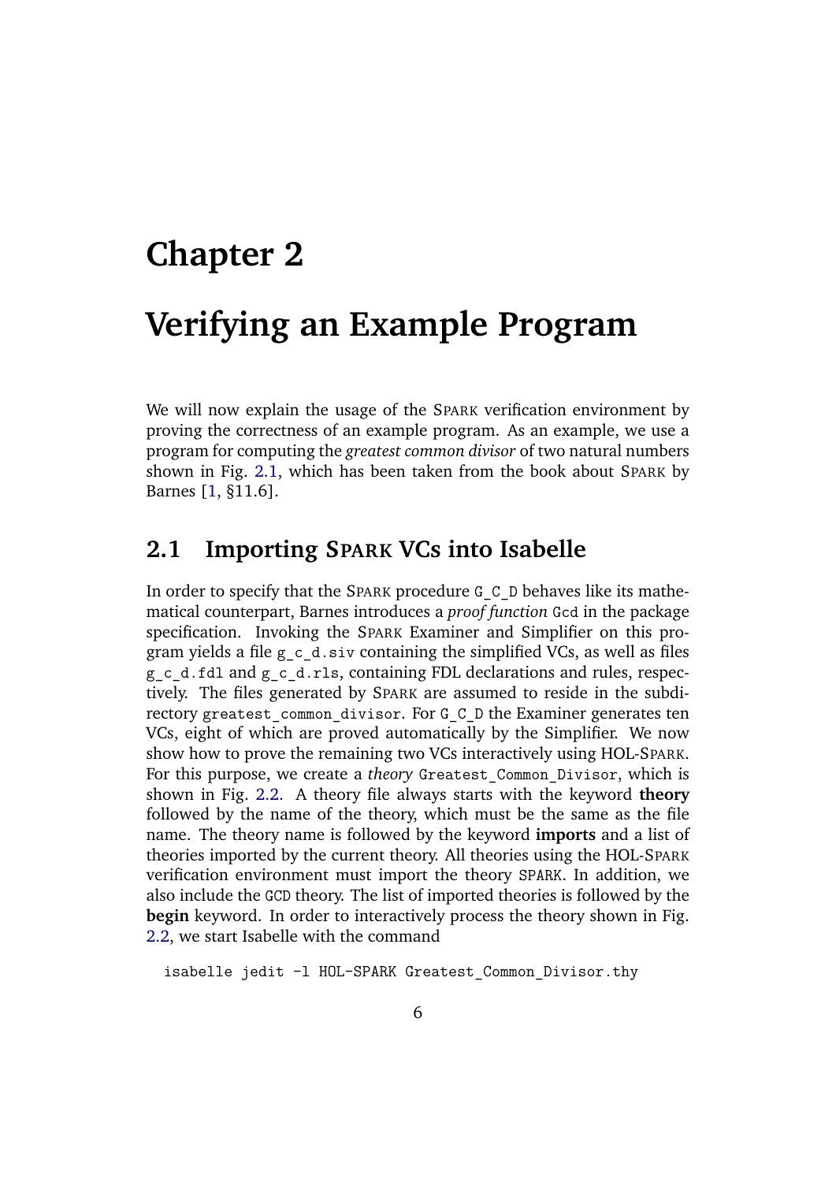# Chapter 2

# Verifying an Example Program

We will now explain the usage of the SPARK verification environment by proving the correctness of an example program. As an example, we use a program for computing the *greatest common divisor* of two natural numbers shown in Fig. 2.1, which has been taken from the book about SPARK by Barnes [1, §11.6].

## 2.1 Importing SPARK VCs into Isabelle

In order to specify that the SPARK procedure `G_C_D` behaves like its mathematical counterpart, Barnes introduces a *proof function* `Gcd` in the package specification. Invoking the SPARK Examiner and Simplifier on this program yields a file `g_c_d.siv` containing the simplified VCs, as well as files `g_c_d.fdl` and `g_c_d.rls`, containing FDL declarations and rules, respectively. The files generated by SPARK are assumed to reside in the subdirectory `greatest_common_divisor`. For `G_C_D` the Examiner generates ten VCs, eight of which are proved automatically by the Simplifier. We now show how to prove the remaining two VCs interactively using HOL-SPARK. For this purpose, we create a *theory* `Greatest_Common_Divisor`, which is shown in Fig. 2.2. A theory file always starts with the keyword **theory** followed by the name of the theory, which must be the same as the file name. The theory name is followed by the keyword **imports** and a list of theories imported by the current theory. All theories using the HOL-SPARK verification environment must import the theory `SPARK`. In addition, we also include the `GCD` theory. The list of imported theories is followed by the **begin** keyword. In order to interactively process the theory shown in Fig. 2.2, we start Isabelle with the command

```
isabelle jedit -l HOL-SPARK Greatest_Common_Divisor.thy
```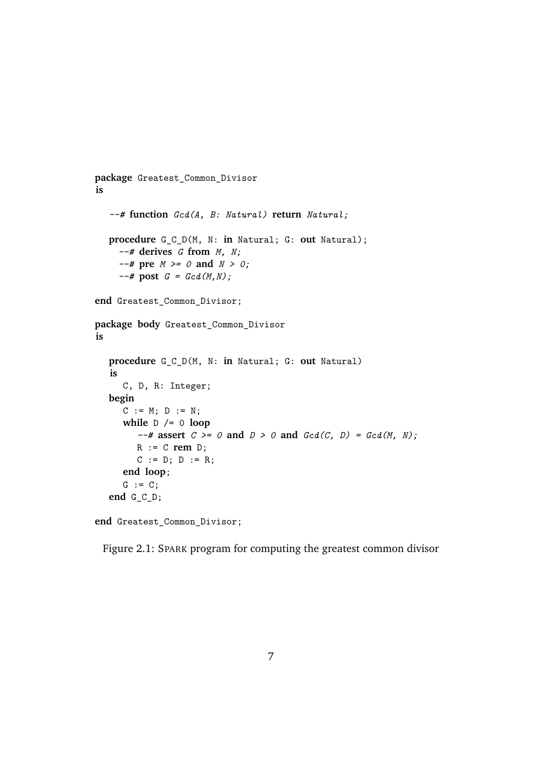```
package Greatest_Common_Divisor
is

   --# function Gcd(A, B: Natural) return Natural;

   procedure G_C_D(M, N: in Natural; G: out Natural);
     --# derives G from M, N;
     --# pre M >= 0 and N > 0;
     --# post G = Gcd(M,N);

end Greatest_Common_Divisor;

package body Greatest_Common_Divisor
is

   procedure G_C_D(M, N: in Natural; G: out Natural)
   is
      C, D, R: Integer;
   begin
      C := M; D := N;
      while D /= 0 loop
         --# assert C >= 0 and D > 0 and Gcd(C, D) = Gcd(M, N);
         R := C rem D;
         C := D; D := R;
      end loop;
      G := C;
   end G_C_D;

end Greatest_Common_Divisor;
```

Figure 2.1: SPARK program for computing the greatest common divisor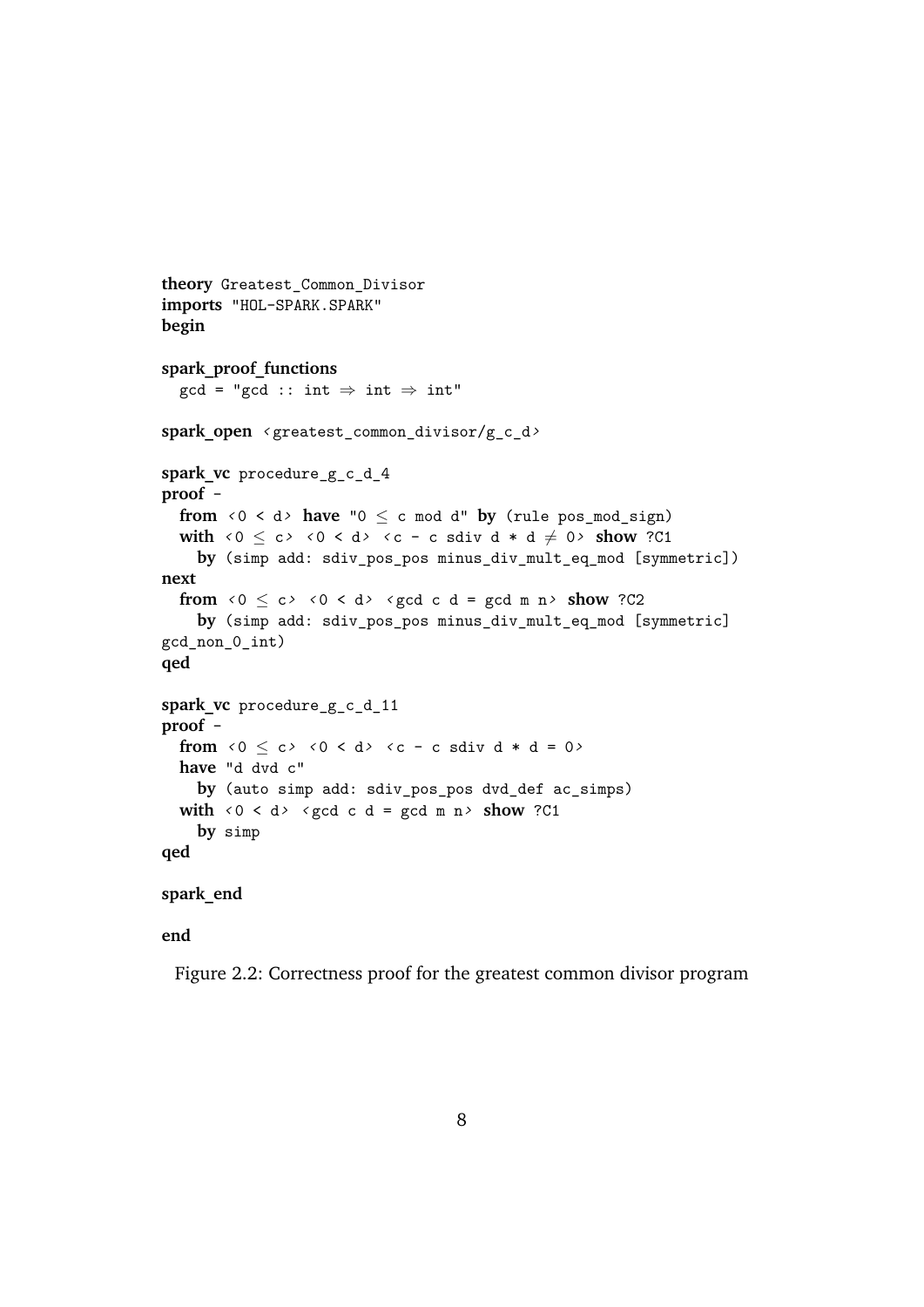```
theory Greatest_Common_Divisor
imports "HOL-SPARK.SPARK"
begin

spark_proof_functions
  gcd = "gcd :: int ⇒ int ⇒ int"

spark_open ‹greatest_common_divisor/g_c_d›

spark_vc procedure_g_c_d_4
proof -
  from ‹0 < d› have "0 ≤ c mod d" by (rule pos_mod_sign)
  with ‹0 ≤ c› ‹0 < d› ‹c - c sdiv d * d ≠ 0› show ?C1
    by (simp add: sdiv_pos_pos minus_div_mult_eq_mod [symmetric])
next
  from ‹0 ≤ c› ‹0 < d› ‹gcd c d = gcd m n› show ?C2
    by (simp add: sdiv_pos_pos minus_div_mult_eq_mod [symmetric]
gcd_non_0_int)
qed

spark_vc procedure_g_c_d_11
proof -
  from ‹0 ≤ c› ‹0 < d› ‹c - c sdiv d * d = 0›
  have "d dvd c"
    by (auto simp add: sdiv_pos_pos dvd_def ac_simps)
  with ‹0 < d› ‹gcd c d = gcd m n› show ?C1
    by simp
qed

spark_end

end
```

Figure 2.2: Correctness proof for the greatest common divisor program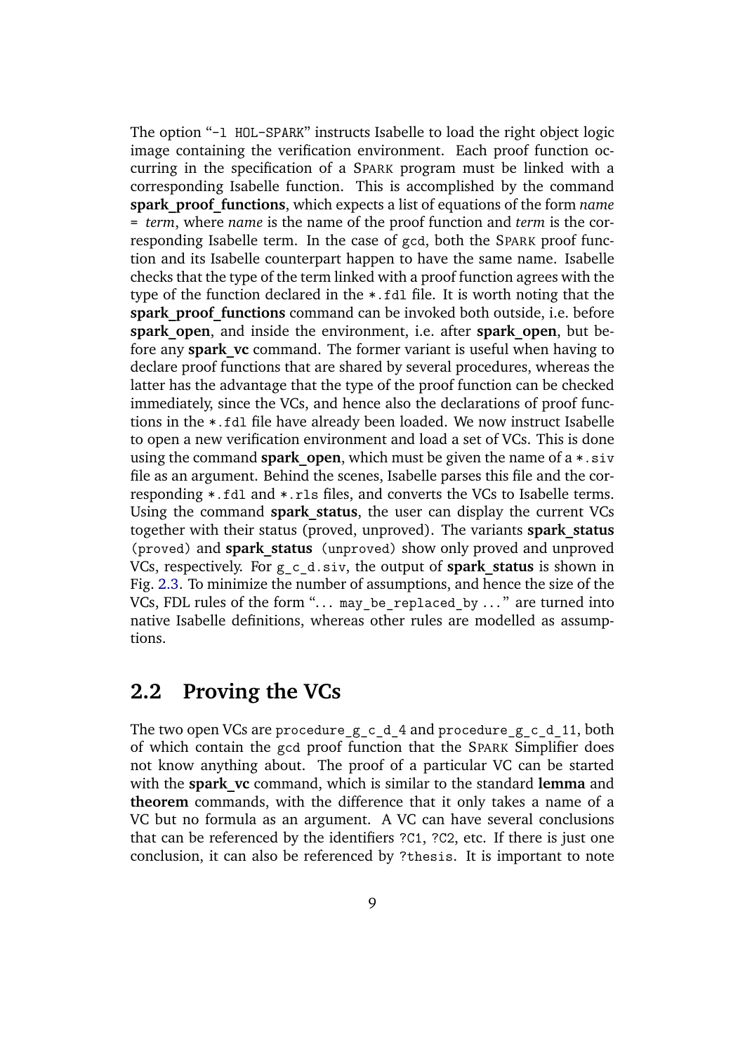The option "`-l HOL-SPARK`" instructs Isabelle to load the right object logic image containing the verification environment. Each proof function occurring in the specification of a SPARK program must be linked with a corresponding Isabelle function. This is accomplished by the command **spark_proof_functions**, which expects a list of equations of the form *name* = *term*, where *name* is the name of the proof function and *term* is the corresponding Isabelle term. In the case of `gcd`, both the SPARK proof function and its Isabelle counterpart happen to have the same name. Isabelle checks that the type of the term linked with a proof function agrees with the type of the function declared in the `*.fdl` file. It is worth noting that the **spark_proof_functions** command can be invoked both outside, i.e. before **spark_open**, and inside the environment, i.e. after **spark_open**, but before any **spark_vc** command. The former variant is useful when having to declare proof functions that are shared by several procedures, whereas the latter has the advantage that the type of the proof function can be checked immediately, since the VCs, and hence also the declarations of proof functions in the `*.fdl` file have already been loaded. We now instruct Isabelle to open a new verification environment and load a set of VCs. This is done using the command **spark_open**, which must be given the name of a `*.siv` file as an argument. Behind the scenes, Isabelle parses this file and the corresponding `*.fdl` and `*.rls` files, and converts the VCs to Isabelle terms. Using the command **spark_status**, the user can display the current VCs together with their status (proved, unproved). The variants **spark_status** `(proved)` and **spark_status** `(unproved)` show only proved and unproved VCs, respectively. For `g_c_d.siv`, the output of **spark_status** is shown in Fig. 2.3. To minimize the number of assumptions, and hence the size of the VCs, FDL rules of the form "... `may_be_replaced_by` ..." are turned into native Isabelle definitions, whereas other rules are modelled as assumptions.

## 2.2 Proving the VCs

The two open VCs are `procedure_g_c_d_4` and `procedure_g_c_d_11`, both of which contain the `gcd` proof function that the SPARK Simplifier does not know anything about. The proof of a particular VC can be started with the **spark_vc** command, which is similar to the standard **lemma** and **theorem** commands, with the difference that it only takes a name of a VC but no formula as an argument. A VC can have several conclusions that can be referenced by the identifiers `?C1`, `?C2`, etc. If there is just one conclusion, it can also be referenced by `?thesis`. It is important to note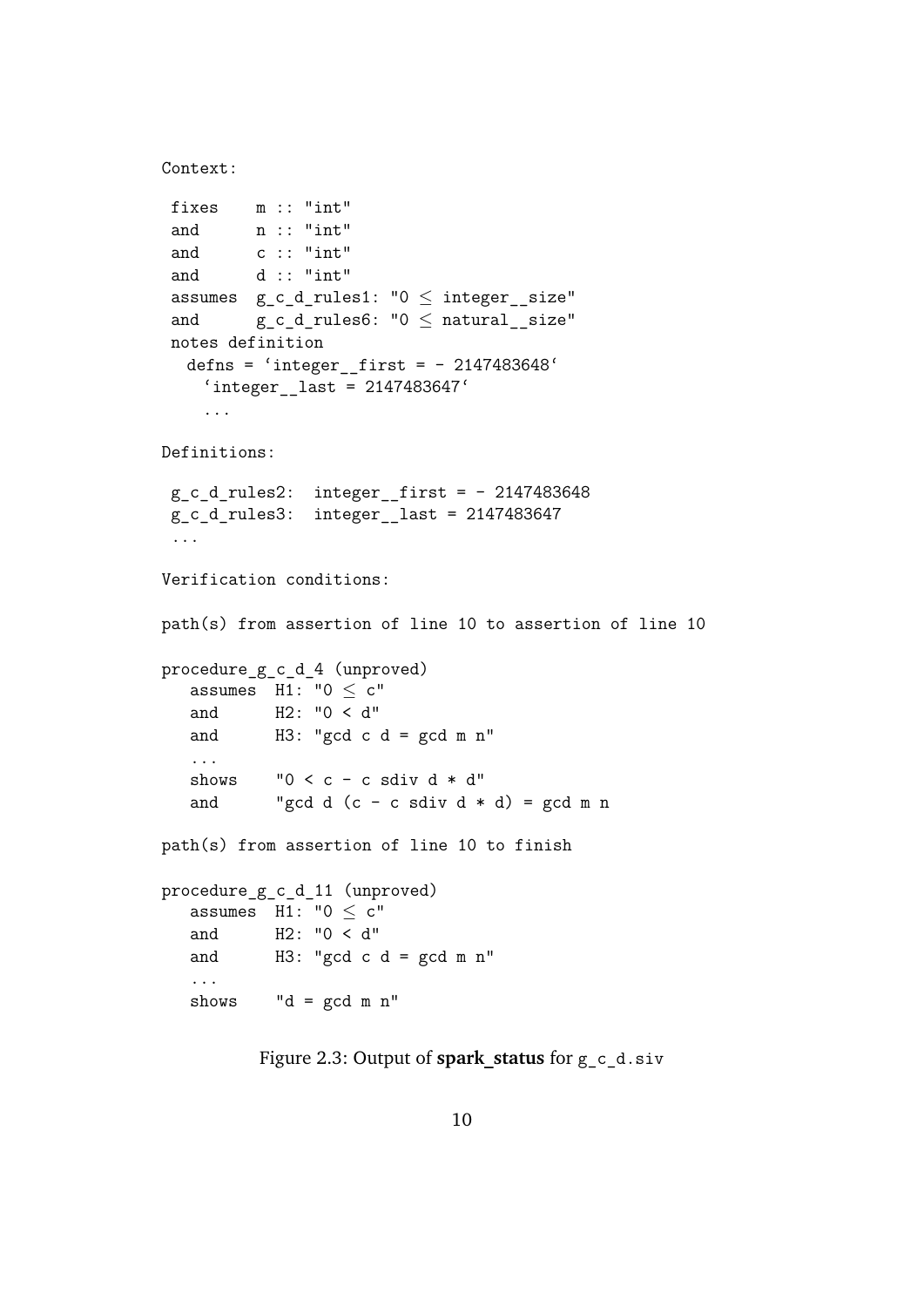```
Context:

 fixes    m :: "int"
 and      n :: "int"
 and      c :: "int"
 and      d :: "int"
 assumes  g_c_d_rules1: "0 ≤ integer__size"
 and      g_c_d_rules6: "0 ≤ natural__size"
 notes definition
   defns = `integer__first = - 2147483648`
     `integer__last = 2147483647`
     ...

Definitions:

 g_c_d_rules2:  integer__first = - 2147483648
 g_c_d_rules3:  integer__last = 2147483647
 ...

Verification conditions:

path(s) from assertion of line 10 to assertion of line 10

procedure_g_c_d_4 (unproved)
   assumes  H1: "0 ≤ c"
   and      H2: "0 < d"
   and      H3: "gcd c d = gcd m n"
   ...
   shows    "0 < c - c sdiv d * d"
   and      "gcd d (c - c sdiv d * d) = gcd m n

path(s) from assertion of line 10 to finish

procedure_g_c_d_11 (unproved)
   assumes  H1: "0 ≤ c"
   and      H2: "0 < d"
   and      H3: "gcd c d = gcd m n"
   ...
   shows    "d = gcd m n"
```

Figure 2.3: Output of **spark_status** for `g_c_d.siv`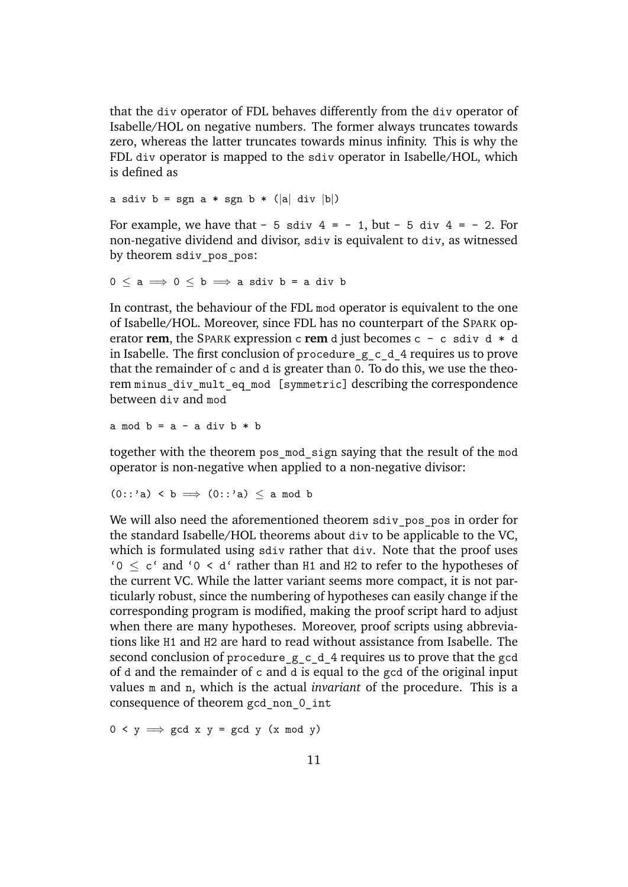that the `div` operator of FDL behaves differently from the `div` operator of Isabelle/HOL on negative numbers. The former always truncates towards zero, whereas the latter truncates towards minus infinity. This is why the FDL `div` operator is mapped to the `sdiv` operator in Isabelle/HOL, which is defined as

```
a sdiv b = sgn a * sgn b * (|a| div |b|)
```

For example, we have that `- 5 sdiv 4 = - 1`, but `- 5 div 4 = - 2`. For non-negative dividend and divisor, `sdiv` is equivalent to `div`, as witnessed by theorem `sdiv_pos_pos`:

```
0 ≤ a ⟹ 0 ≤ b ⟹ a sdiv b = a div b
```

In contrast, the behaviour of the FDL `mod` operator is equivalent to the one of Isabelle/HOL. Moreover, since FDL has no counterpart of the SPARK operator **rem**, the SPARK expression `c` **rem** `d` just becomes `c - c sdiv d * d` in Isabelle. The first conclusion of `procedure_g_c_d_4` requires us to prove that the remainder of `c` and `d` is greater than `0`. To do this, we use the theorem `minus_div_mult_eq_mod [symmetric]` describing the correspondence between `div` and `mod`

```
a mod b = a - a div b * b
```

together with the theorem `pos_mod_sign` saying that the result of the `mod` operator is non-negative when applied to a non-negative divisor:

```
(0::'a) < b ⟹ (0::'a) ≤ a mod b
```

We will also need the aforementioned theorem `sdiv_pos_pos` in order for the standard Isabelle/HOL theorems about `div` to be applicable to the VC, which is formulated using `sdiv` rather that `div`. Note that the proof uses `‘0 ≤ c‘` and `‘0 < d‘` rather than `H1` and `H2` to refer to the hypotheses of the current VC. While the latter variant seems more compact, it is not particularly robust, since the numbering of hypotheses can easily change if the corresponding program is modified, making the proof script hard to adjust when there are many hypotheses. Moreover, proof scripts using abbreviations like `H1` and `H2` are hard to read without assistance from Isabelle. The second conclusion of `procedure_g_c_d_4` requires us to prove that the `gcd` of `d` and the remainder of `c` and `d` is equal to the `gcd` of the original input values `m` and `n`, which is the actual *invariant* of the procedure. This is a consequence of theorem `gcd_non_0_int`

```
0 < y ⟹ gcd x y = gcd y (x mod y)
```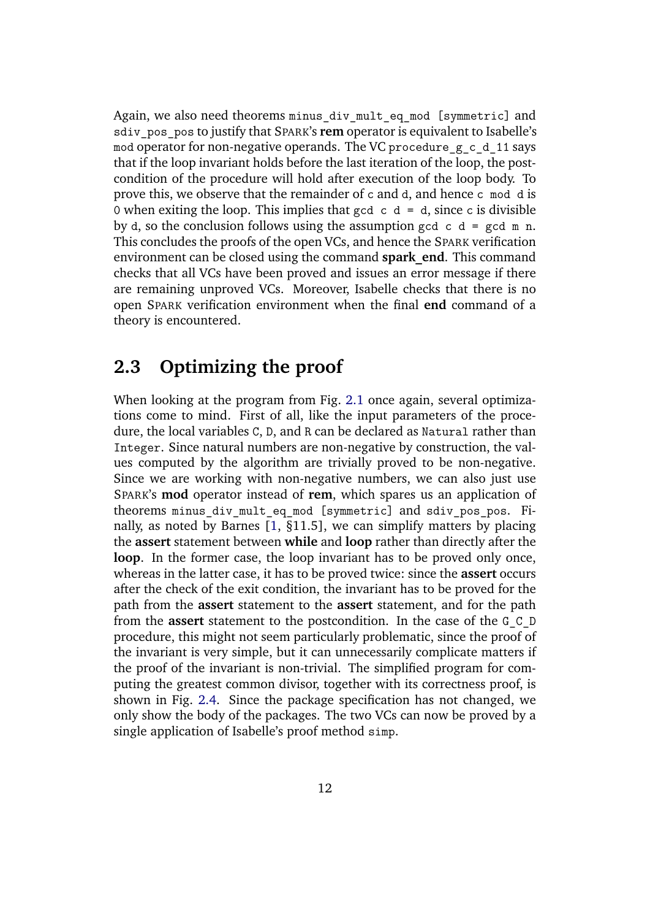Again, we also need theorems `minus_div_mult_eq_mod [symmetric]` and `sdiv_pos_pos` to justify that SPARK's **rem** operator is equivalent to Isabelle's `mod` operator for non-negative operands. The VC `procedure_g_c_d_11` says that if the loop invariant holds before the last iteration of the loop, the postcondition of the procedure will hold after execution of the loop body. To prove this, we observe that the remainder of `c` and `d`, and hence `c mod d` is `0` when exiting the loop. This implies that `gcd c d = d`, since `c` is divisible by `d`, so the conclusion follows using the assumption `gcd c d = gcd m n`. This concludes the proofs of the open VCs, and hence the SPARK verification environment can be closed using the command **spark_end**. This command checks that all VCs have been proved and issues an error message if there are remaining unproved VCs. Moreover, Isabelle checks that there is no open SPARK verification environment when the final **end** command of a theory is encountered.

## 2.3 Optimizing the proof

When looking at the program from Fig. 2.1 once again, several optimizations come to mind. First of all, like the input parameters of the procedure, the local variables `C`, `D`, and `R` can be declared as `Natural` rather than `Integer`. Since natural numbers are non-negative by construction, the values computed by the algorithm are trivially proved to be non-negative. Since we are working with non-negative numbers, we can also just use SPARK's **mod** operator instead of **rem**, which spares us an application of theorems `minus_div_mult_eq_mod [symmetric]` and `sdiv_pos_pos`. Finally, as noted by Barnes [1, §11.5], we can simplify matters by placing the **assert** statement between **while** and **loop** rather than directly after the **loop**. In the former case, the loop invariant has to be proved only once, whereas in the latter case, it has to be proved twice: since the **assert** occurs after the check of the exit condition, the invariant has to be proved for the path from the **assert** statement to the **assert** statement, and for the path from the **assert** statement to the postcondition. In the case of the `G_C_D` procedure, this might not seem particularly problematic, since the proof of the invariant is very simple, but it can unnecessarily complicate matters if the proof of the invariant is non-trivial. The simplified program for computing the greatest common divisor, together with its correctness proof, is shown in Fig. 2.4. Since the package specification has not changed, we only show the body of the packages. The two VCs can now be proved by a single application of Isabelle's proof method `simp`.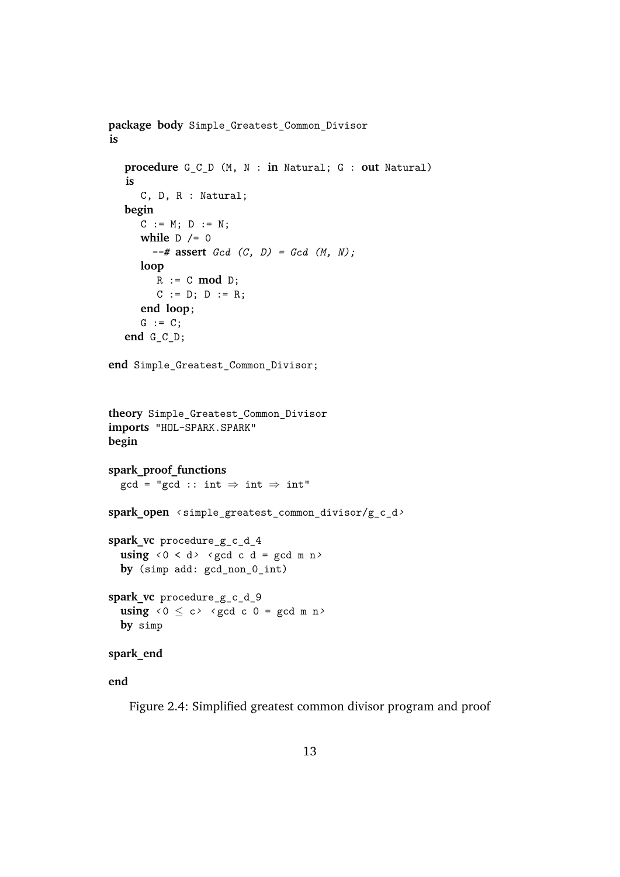```
package body Simple_Greatest_Common_Divisor
is

   procedure G_C_D (M, N : in Natural; G : out Natural)
   is
      C, D, R : Natural;
   begin
      C := M; D := N;
      while D /= 0
        --# assert Gcd (C, D) = Gcd (M, N);
      loop
         R := C mod D;
         C := D; D := R;
      end loop;
      G := C;
   end G_C_D;

end Simple_Greatest_Common_Divisor;
```

```
theory Simple_Greatest_Common_Divisor
imports "HOL-SPARK.SPARK"
begin

spark_proof_functions
  gcd = "gcd :: int ⇒ int ⇒ int"

spark_open ‹simple_greatest_common_divisor/g_c_d›

spark_vc procedure_g_c_d_4
  using ‹0 < d› ‹gcd c d = gcd m n›
  by (simp add: gcd_non_0_int)

spark_vc procedure_g_c_d_9
  using ‹0 ≤ c› ‹gcd c 0 = gcd m n›
  by simp

spark_end

end
```

Figure 2.4: Simplified greatest common divisor program and proof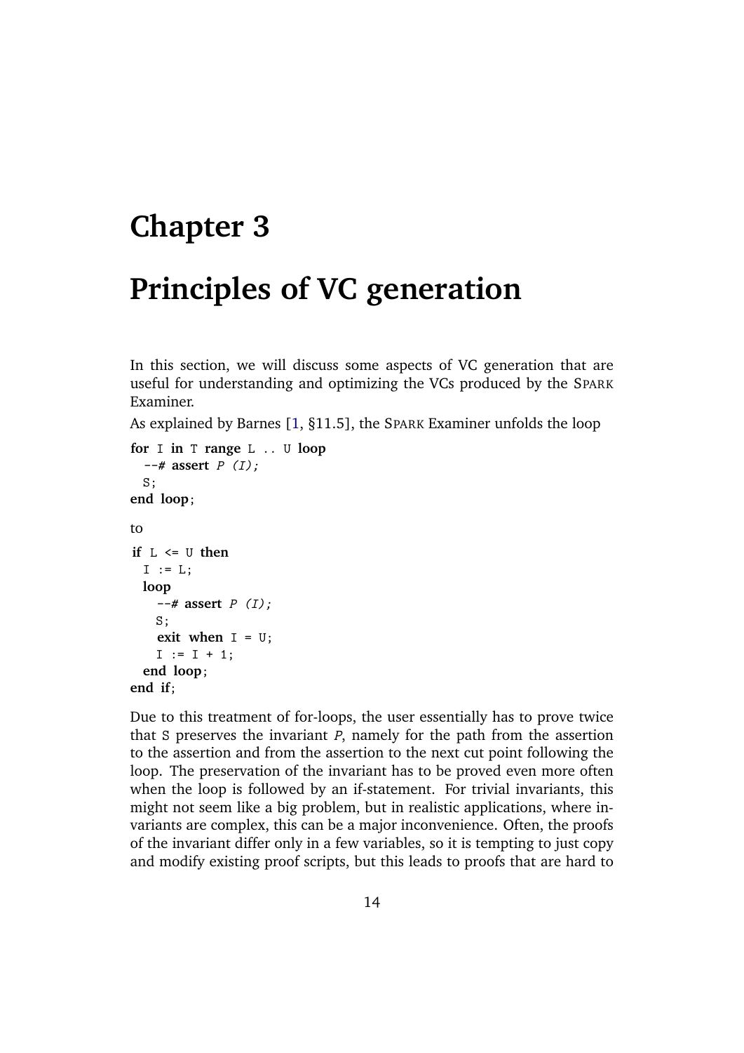# Chapter 3

# Principles of VC generation

In this section, we will discuss some aspects of VC generation that are useful for understanding and optimizing the VCs produced by the SPARK Examiner.

As explained by Barnes [1, §11.5], the SPARK Examiner unfolds the loop

```
for I in T range L .. U loop
  --# assert P (I);
  S;
end loop;
```

to

```
if L <= U then
  I := L;
  loop
    --# assert P (I);
    S;
    exit when I = U;
    I := I + 1;
  end loop;
end if;
```

Due to this treatment of for-loops, the user essentially has to prove twice that S preserves the invariant $P$, namely for the path from the assertion to the assertion and from the assertion to the next cut point following the loop. The preservation of the invariant has to be proved even more often when the loop is followed by an if-statement. For trivial invariants, this might not seem like a big problem, but in realistic applications, where invariants are complex, this can be a major inconvenience. Often, the proofs of the invariant differ only in a few variables, so it is tempting to just copy and modify existing proof scripts, but this leads to proofs that are hard to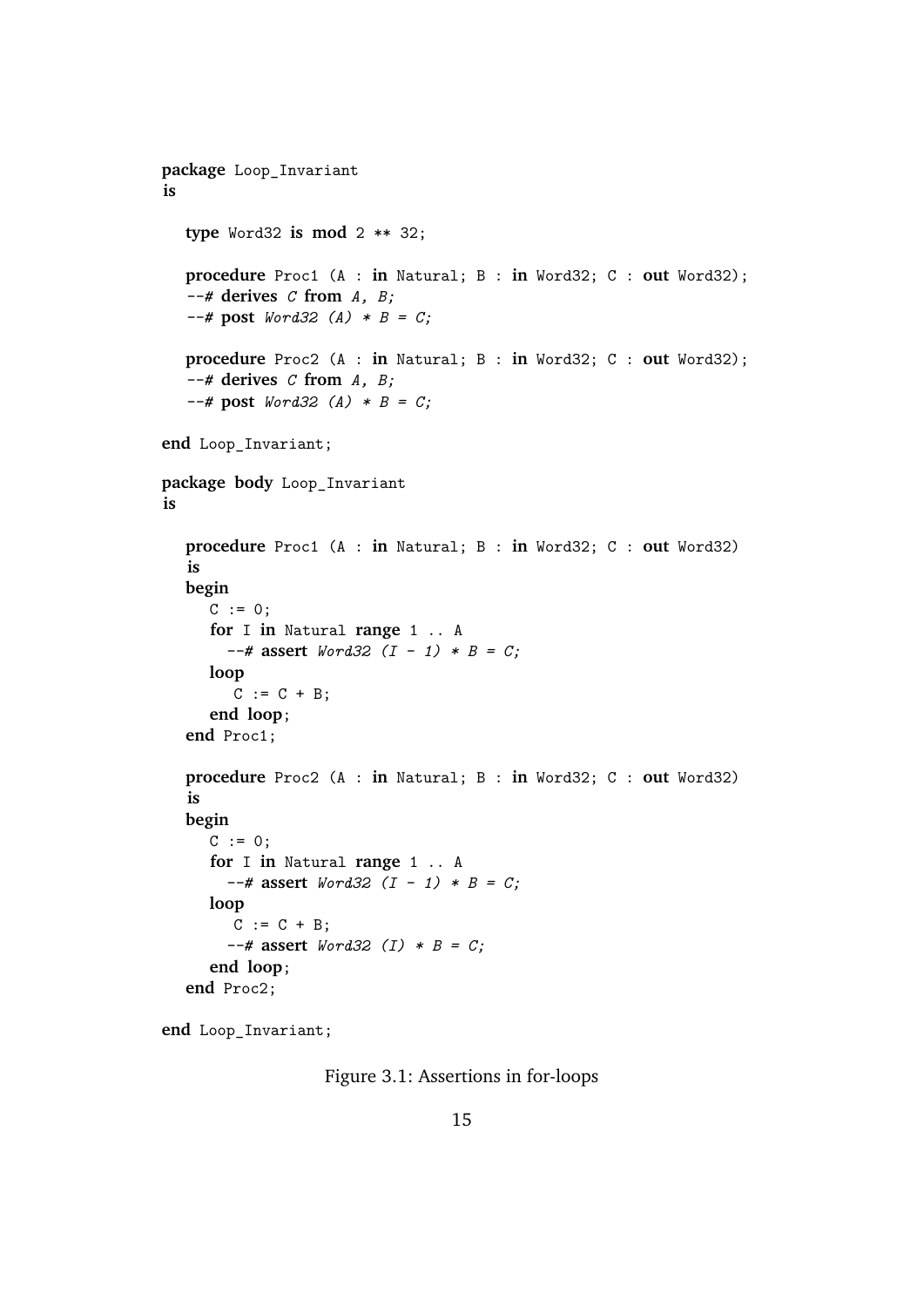```
package Loop_Invariant
is

   type Word32 is mod 2 ** 32;

   procedure Proc1 (A : in Natural; B : in Word32; C : out Word32);
   --# derives C from A, B;
   --# post Word32 (A) * B = C;

   procedure Proc2 (A : in Natural; B : in Word32; C : out Word32);
   --# derives C from A, B;
   --# post Word32 (A) * B = C;

end Loop_Invariant;

package body Loop_Invariant
is

   procedure Proc1 (A : in Natural; B : in Word32; C : out Word32)
   is
   begin
      C := 0;
      for I in Natural range 1 .. A
        --# assert Word32 (I - 1) * B = C;
      loop
         C := C + B;
      end loop;
   end Proc1;

   procedure Proc2 (A : in Natural; B : in Word32; C : out Word32)
   is
   begin
      C := 0;
      for I in Natural range 1 .. A
        --# assert Word32 (I - 1) * B = C;
      loop
         C := C + B;
        --# assert Word32 (I) * B = C;
      end loop;
   end Proc2;

end Loop_Invariant;
```

Figure 3.1: Assertions in for-loops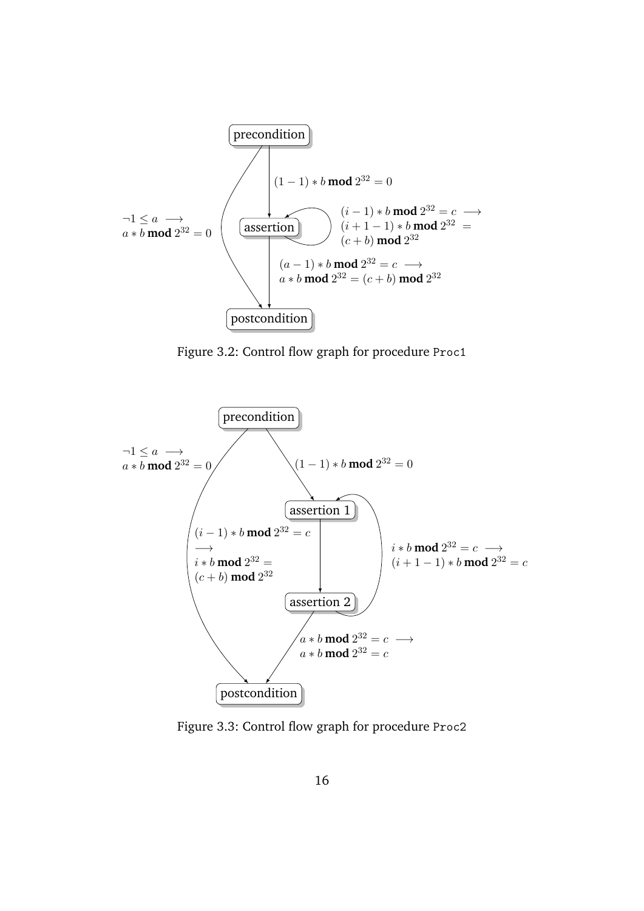precondition

$(1-1) * b \textbf{ mod } 2^{32} = 0$

$\neg 1 \leq a \longrightarrow$
$a * b \textbf{ mod } 2^{32} = 0$

assertion

$(i-1) * b \textbf{ mod } 2^{32} = c \longrightarrow$
$(i+1-1) * b \textbf{ mod } 2^{32} =$
$(c+b) \textbf{ mod } 2^{32}$

$(a-1) * b \textbf{ mod } 2^{32} = c \longrightarrow$
$a * b \textbf{ mod } 2^{32} = (c+b) \textbf{ mod } 2^{32}$

postcondition

Figure 3.2: Control flow graph for procedure Proc1

precondition

$\neg 1 \leq a \longrightarrow$
$a * b \textbf{ mod } 2^{32} = 0$

$(1-1) * b \textbf{ mod } 2^{32} = 0$

assertion 1

$(i-1) * b \textbf{ mod } 2^{32} = c$
$\longrightarrow$
$i * b \textbf{ mod } 2^{32} =$
$(c+b) \textbf{ mod } 2^{32}$

$i * b \textbf{ mod } 2^{32} = c \longrightarrow$
$(i+1-1) * b \textbf{ mod } 2^{32} = c$

assertion 2

$a * b \textbf{ mod } 2^{32} = c \longrightarrow$
$a * b \textbf{ mod } 2^{32} = c$

postcondition

Figure 3.3: Control flow graph for procedure Proc2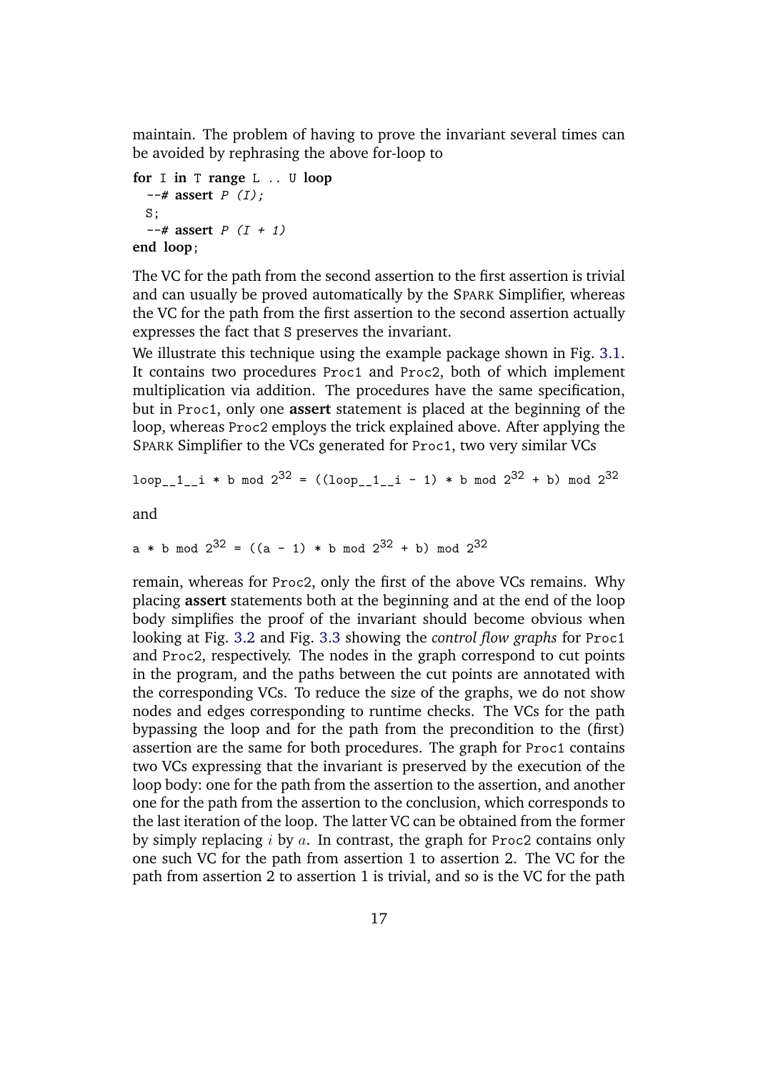maintain. The problem of having to prove the invariant several times can be avoided by rephrasing the above for-loop to

```
for I in T range L .. U loop
  --# assert P (I);
  S;
  --# assert P (I + 1)
end loop;
```

The VC for the path from the second assertion to the first assertion is trivial and can usually be proved automatically by the SPARK Simplifier, whereas the VC for the path from the first assertion to the second assertion actually expresses the fact that S preserves the invariant.

We illustrate this technique using the example package shown in Fig. 3.1. It contains two procedures Proc1 and Proc2, both of which implement multiplication via addition. The procedures have the same specification, but in Proc1, only one **assert** statement is placed at the beginning of the loop, whereas Proc2 employs the trick explained above. After applying the SPARK Simplifier to the VCs generated for Proc1, two very similar VCs

$$\text{loop\_\_1\_\_i * b mod } 2^{32} = ((\text{loop\_\_1\_\_i - 1) * b mod } 2^{32} + \text{b) mod } 2^{32}$$

and

$$\text{a * b mod } 2^{32} = ((\text{a - 1) * b mod } 2^{32} + \text{b) mod } 2^{32}$$

remain, whereas for Proc2, only the first of the above VCs remains. Why placing **assert** statements both at the beginning and at the end of the loop body simplifies the proof of the invariant should become obvious when looking at Fig. 3.2 and Fig. 3.3 showing the *control flow graphs* for Proc1 and Proc2, respectively. The nodes in the graph correspond to cut points in the program, and the paths between the cut points are annotated with the corresponding VCs. To reduce the size of the graphs, we do not show nodes and edges corresponding to runtime checks. The VCs for the path bypassing the loop and for the path from the precondition to the (first) assertion are the same for both procedures. The graph for Proc1 contains two VCs expressing that the invariant is preserved by the execution of the loop body: one for the path from the assertion to the assertion, and another one for the path from the assertion to the conclusion, which corresponds to the last iteration of the loop. The latter VC can be obtained from the former by simply replacing $i$ by $a$. In contrast, the graph for Proc2 contains only one such VC for the path from assertion 1 to assertion 2. The VC for the path from assertion 2 to assertion 1 is trivial, and so is the VC for the path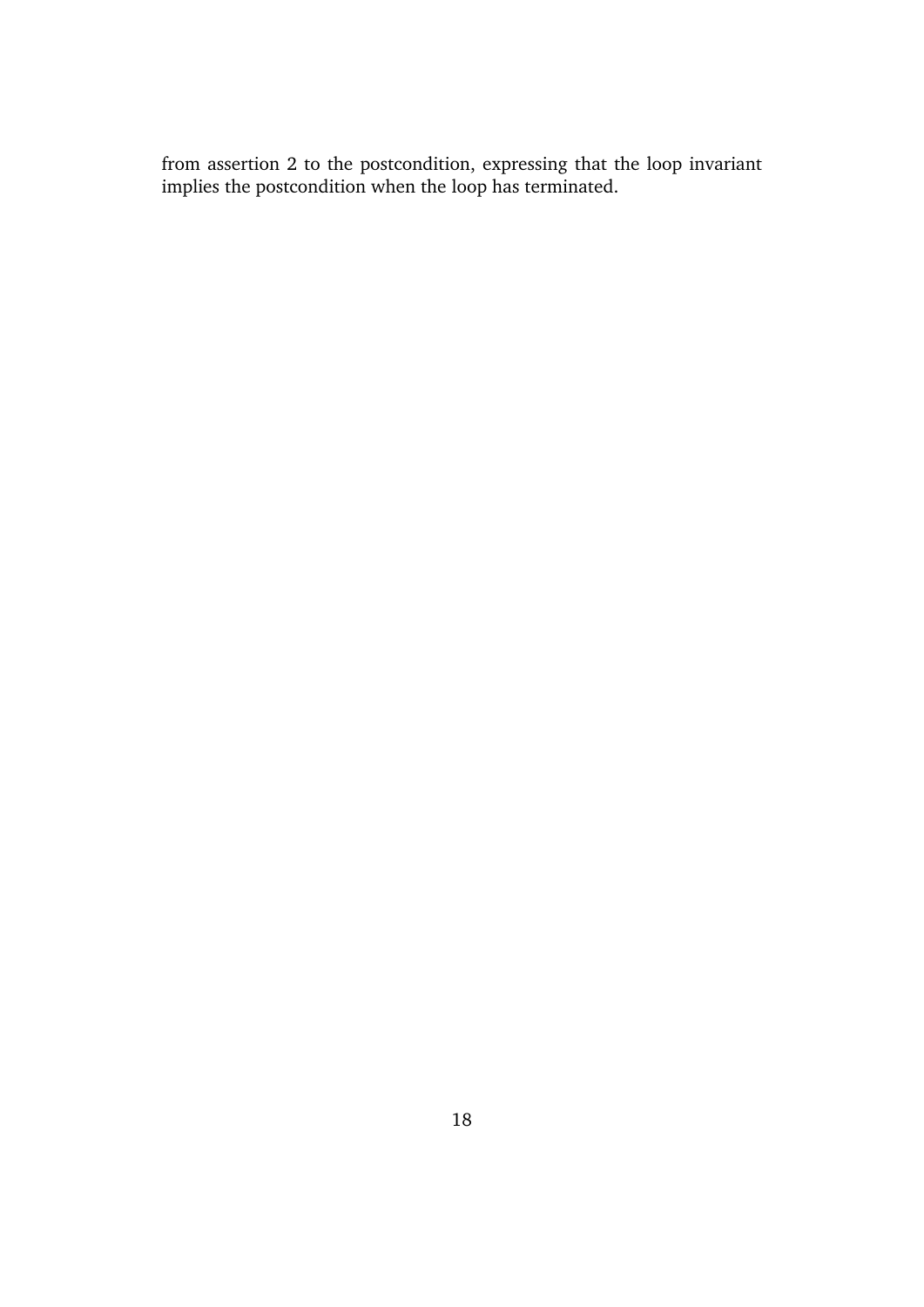from assertion 2 to the postcondition, expressing that the loop invariant implies the postcondition when the loop has terminated.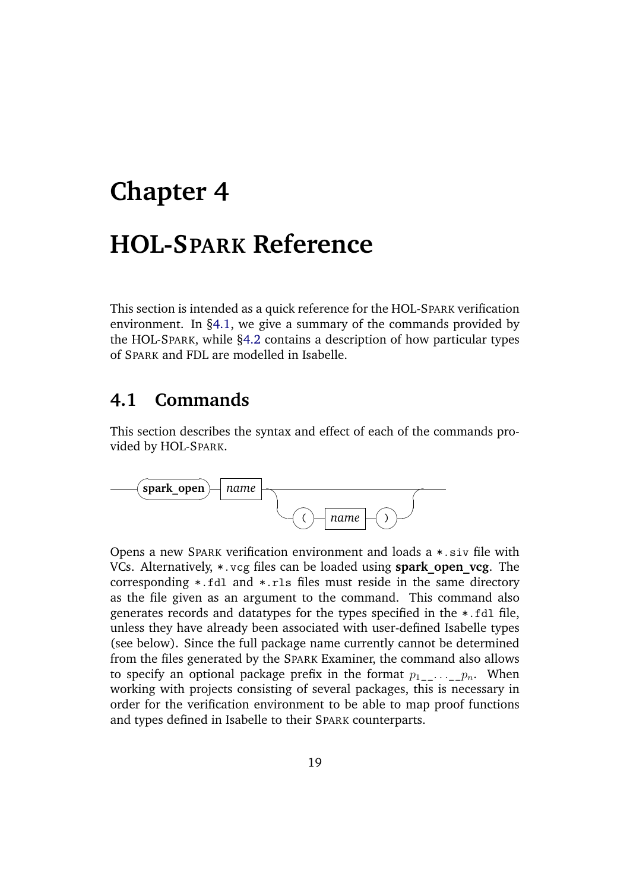# Chapter 4

# HOL-SPARK Reference

This section is intended as a quick reference for the HOL-SPARK verification environment. In §4.1, we give a summary of the commands provided by the HOL-SPARK, while §4.2 contains a description of how particular types of SPARK and FDL are modelled in Isabelle.

## 4.1 Commands

This section describes the syntax and effect of each of the commands provided by HOL-SPARK.

```
spark_open name [ ( name ) ]
```

Opens a new SPARK verification environment and loads a `*.siv` file with VCs. Alternatively, `*.vcg` files can be loaded using **spark_open_vcg**. The corresponding `*.fdl` and `*.rls` files must reside in the same directory as the file given as an argument to the command. This command also generates records and datatypes for the types specified in the `*.fdl` file, unless they have already been associated with user-defined Isabelle types (see below). Since the full package name currently cannot be determined from the files generated by the SPARK Examiner, the command also allows to specify an optional package prefix in the format $p_1\_\_\ldots\_\_p_n$. When working with projects consisting of several packages, this is necessary in order for the verification environment to be able to map proof functions and types defined in Isabelle to their SPARK counterparts.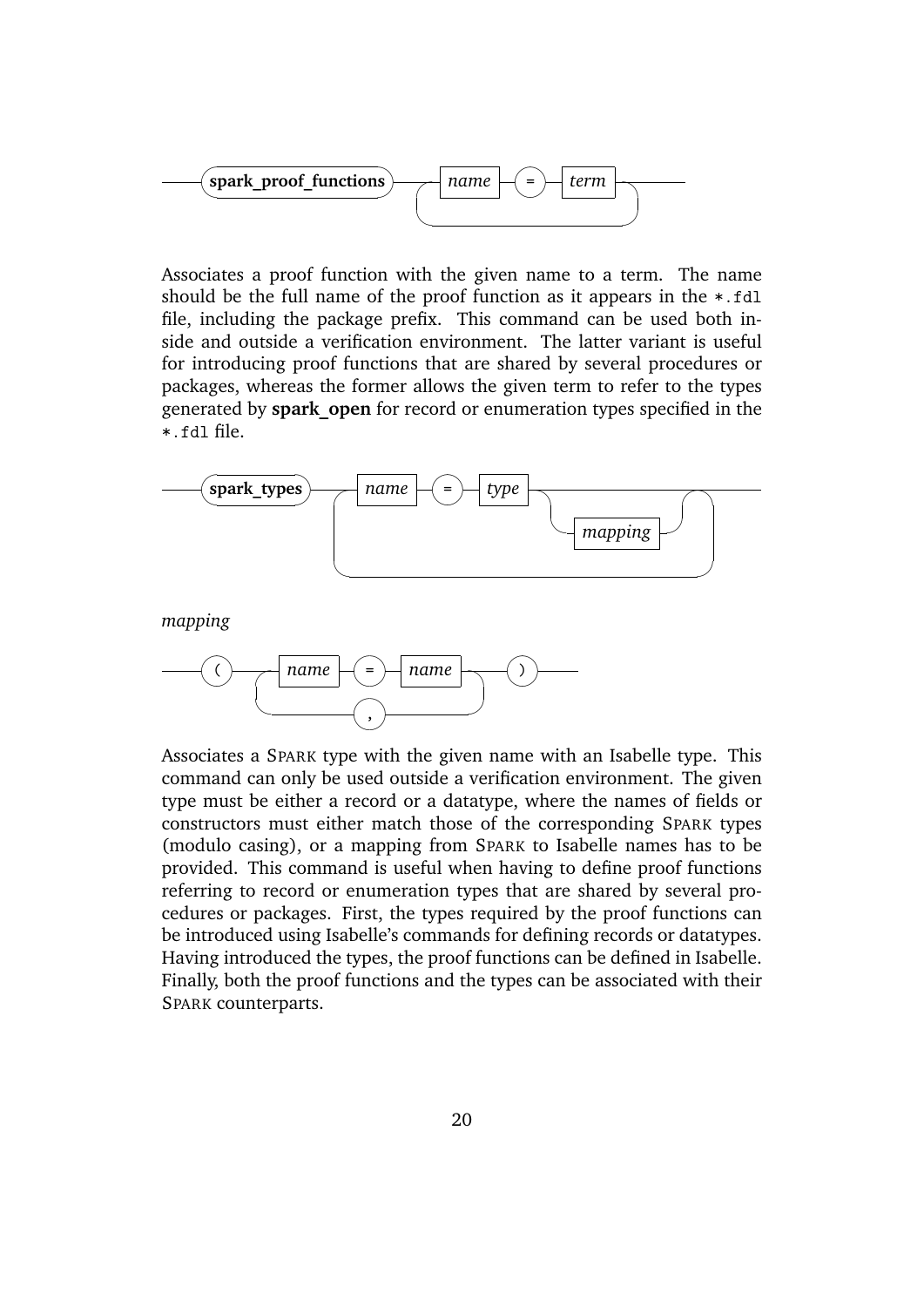spark_proof_functions ( name = term )+

Associates a proof function with the given name to a term. The name should be the full name of the proof function as it appears in the *.fdl file, including the package prefix. This command can be used both inside and outside a verification environment. The latter variant is useful for introducing proof functions that are shared by several procedures or packages, whereas the former allows the given term to refer to the types generated by **spark_open** for record or enumeration types specified in the *.fdl file.

spark_types ( name = type mapping? )+

*mapping*

( ( name = name ) separated by , )

Associates a SPARK type with the given name with an Isabelle type. This command can only be used outside a verification environment. The given type must be either a record or a datatype, where the names of fields or constructors must either match those of the corresponding SPARK types (modulo casing), or a mapping from SPARK to Isabelle names has to be provided. This command is useful when having to define proof functions referring to record or enumeration types that are shared by several procedures or packages. First, the types required by the proof functions can be introduced using Isabelle's commands for defining records or datatypes. Having introduced the types, the proof functions can be defined in Isabelle. Finally, both the proof functions and the types can be associated with their SPARK counterparts.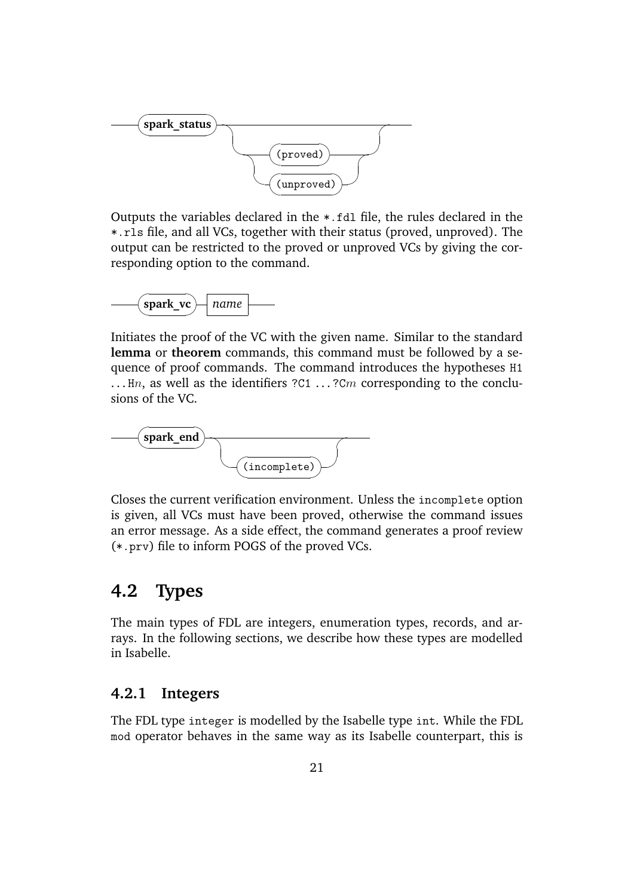```
spark_status [ (proved) | (unproved) ]
```

Outputs the variables declared in the *.fdl file, the rules declared in the *.rls file, and all VCs, together with their status (proved, unproved). The output can be restricted to the proved or unproved VCs by giving the corresponding option to the command.

```
spark_vc name
```

Initiates the proof of the VC with the given name. Similar to the standard **lemma** or **theorem** commands, this command must be followed by a sequence of proof commands. The command introduces the hypotheses H1 . . . H$n$, as well as the identifiers ?C1 . . . ?C$m$ corresponding to the conclusions of the VC.

```
spark_end [ (incomplete) ]
```

Closes the current verification environment. Unless the incomplete option is given, all VCs must have been proved, otherwise the command issues an error message. As a side effect, the command generates a proof review (*.prv) file to inform POGS of the proved VCs.

## 4.2 Types

The main types of FDL are integers, enumeration types, records, and arrays. In the following sections, we describe how these types are modelled in Isabelle.

### 4.2.1 Integers

The FDL type integer is modelled by the Isabelle type int. While the FDL mod operator behaves in the same way as its Isabelle counterpart, this is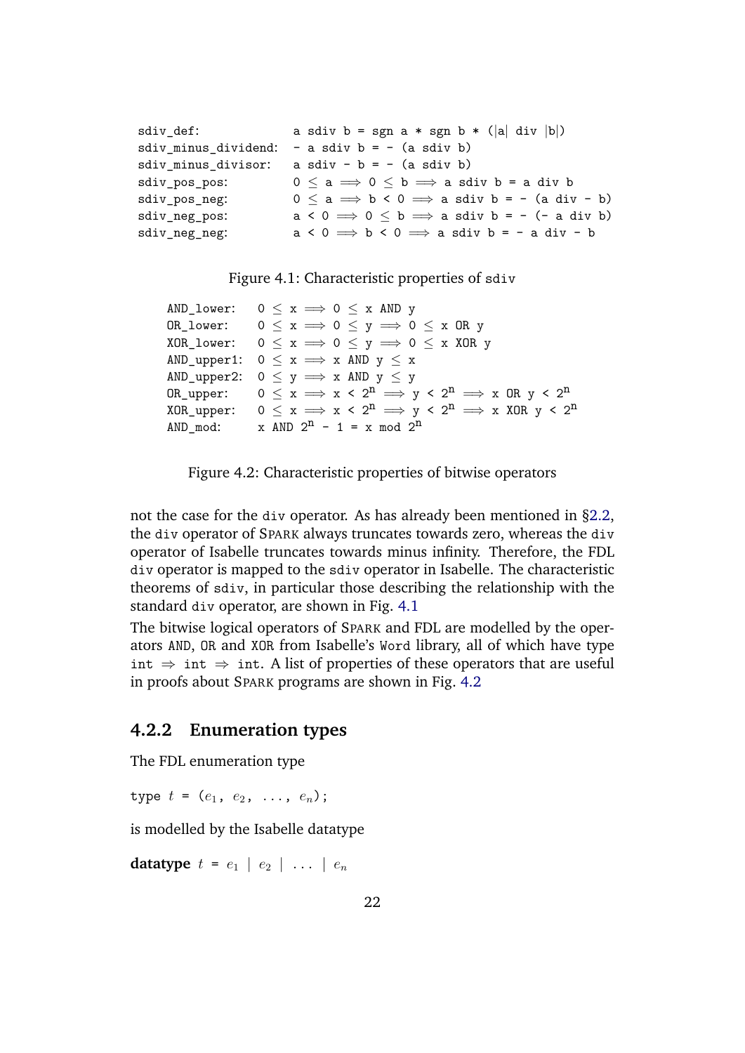```
sdiv_def:             a sdiv b = sgn a * sgn b * (|a| div |b|)
sdiv_minus_dividend:  - a sdiv b = - (a sdiv b)
sdiv_minus_divisor:   a sdiv - b = - (a sdiv b)
sdiv_pos_pos:         0 ≤ a ⟹ 0 ≤ b ⟹ a sdiv b = a div b
sdiv_pos_neg:         0 ≤ a ⟹ b < 0 ⟹ a sdiv b = - (a div - b)
sdiv_neg_pos:         a < 0 ⟹ 0 ≤ b ⟹ a sdiv b = - (- a div b)
sdiv_neg_neg:         a < 0 ⟹ b < 0 ⟹ a sdiv b = - a div - b
```

Figure 4.1: Characteristic properties of `sdiv`

```
AND_lower:   0 ≤ x ⟹ 0 ≤ x AND y
OR_lower:    0 ≤ x ⟹ 0 ≤ y ⟹ 0 ≤ x OR y
XOR_lower:   0 ≤ x ⟹ 0 ≤ y ⟹ 0 ≤ x XOR y
AND_upper1:  0 ≤ x ⟹ x AND y ≤ x
AND_upper2:  0 ≤ y ⟹ x AND y ≤ y
OR_upper:    0 ≤ x ⟹ x < 2^n ⟹ y < 2^n ⟹ x OR y < 2^n
XOR_upper:   0 ≤ x ⟹ x < 2^n ⟹ y < 2^n ⟹ x XOR y < 2^n
AND_mod:     x AND 2^n - 1 = x mod 2^n
```

Figure 4.2: Characteristic properties of bitwise operators

not the case for the `div` operator. As has already been mentioned in §2.2, the `div` operator of SPARK always truncates towards zero, whereas the `div` operator of Isabelle truncates towards minus infinity. Therefore, the FDL `div` operator is mapped to the `sdiv` operator in Isabelle. The characteristic theorems of `sdiv`, in particular those describing the relationship with the standard `div` operator, are shown in Fig. 4.1

The bitwise logical operators of SPARK and FDL are modelled by the operators `AND`, `OR` and `XOR` from Isabelle's `Word` library, all of which have type `int ⇒ int ⇒ int`. A list of properties of these operators that are useful in proofs about SPARK programs are shown in Fig. 4.2

### 4.2.2 Enumeration types

The FDL enumeration type

type $t$ = ($e_1$, $e_2$, ..., $e_n$);

is modelled by the Isabelle datatype

**datatype** $t$ = $e_1$ | $e_2$ | ... | $e_n$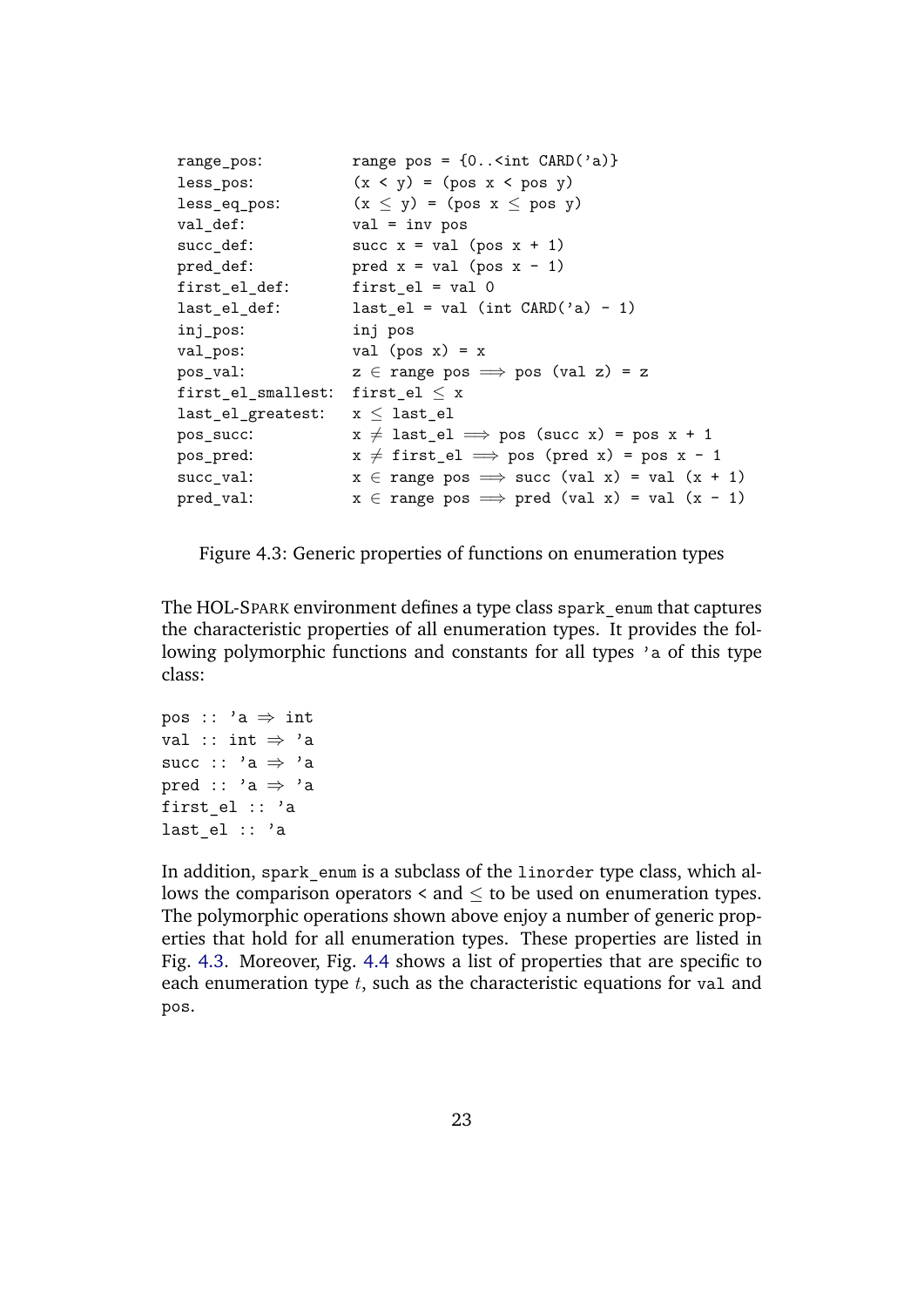```
range_pos:          range pos = {0..<int CARD('a)}
less_pos:           (x < y) = (pos x < pos y)
less_eq_pos:        (x ≤ y) = (pos x ≤ pos y)
val_def:            val = inv pos
succ_def:           succ x = val (pos x + 1)
pred_def:           pred x = val (pos x - 1)
first_el_def:       first_el = val 0
last_el_def:        last_el = val (int CARD('a) - 1)
inj_pos:            inj pos
val_pos:            val (pos x) = x
pos_val:            z ∈ range pos ⟹ pos (val z) = z
first_el_smallest:  first_el ≤ x
last_el_greatest:   x ≤ last_el
pos_succ:           x ≠ last_el ⟹ pos (succ x) = pos x + 1
pos_pred:           x ≠ first_el ⟹ pos (pred x) = pos x - 1
succ_val:           x ∈ range pos ⟹ succ (val x) = val (x + 1)
pred_val:           x ∈ range pos ⟹ pred (val x) = val (x - 1)
```

Figure 4.3: Generic properties of functions on enumeration types

The HOL-SPARK environment defines a type class `spark_enum` that captures the characteristic properties of all enumeration types. It provides the following polymorphic functions and constants for all types `'a` of this type class:

```
pos :: 'a ⇒ int
val :: int ⇒ 'a
succ :: 'a ⇒ 'a
pred :: 'a ⇒ 'a
first_el :: 'a
last_el :: 'a
```

In addition, `spark_enum` is a subclass of the `linorder` type class, which allows the comparison operators `<` and `≤` to be used on enumeration types. The polymorphic operations shown above enjoy a number of generic properties that hold for all enumeration types. These properties are listed in Fig. 4.3. Moreover, Fig. 4.4 shows a list of properties that are specific to each enumeration type $t$, such as the characteristic equations for `val` and `pos`.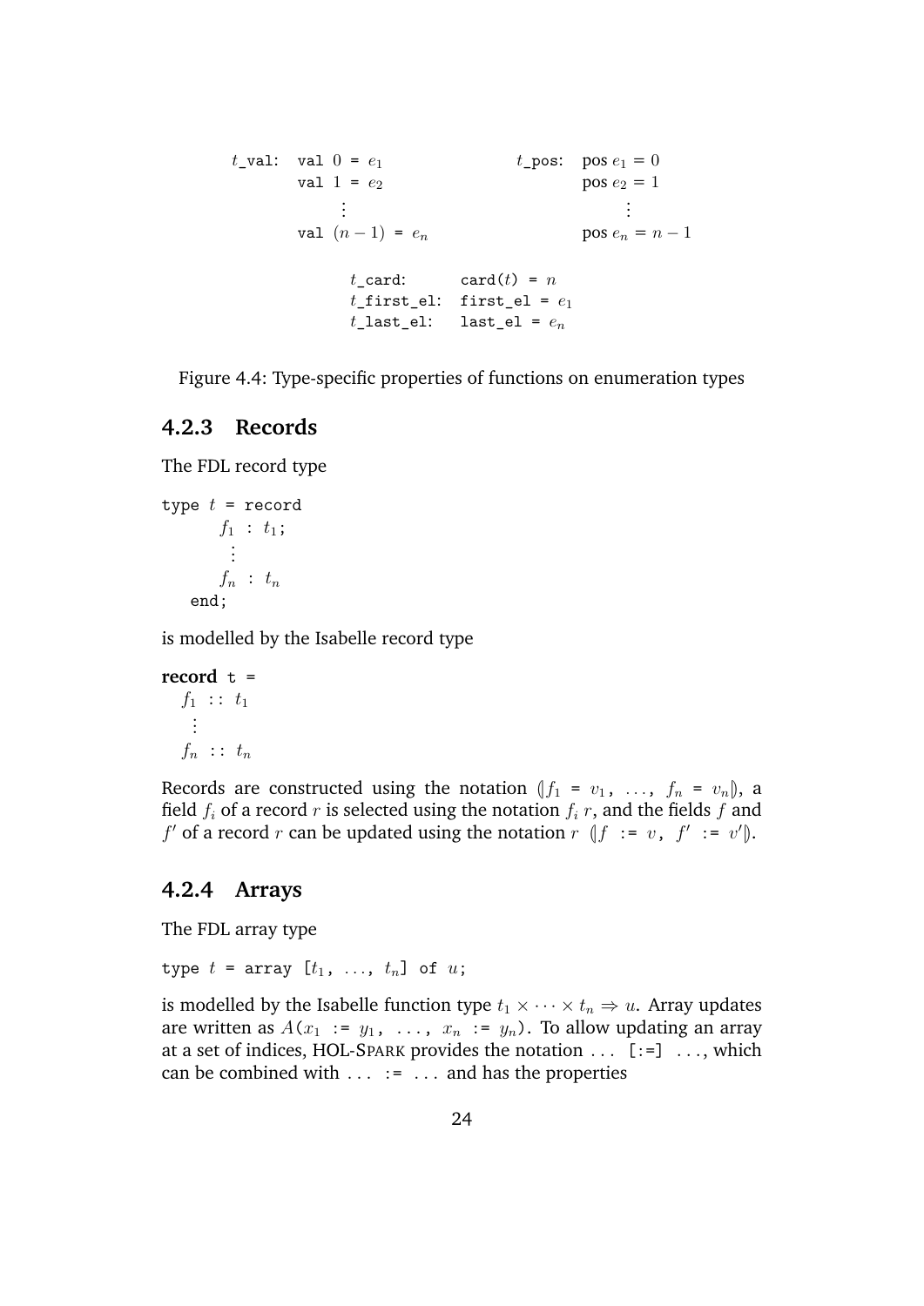$$
\begin{array}{llll}
t\_\texttt{val}: & \texttt{val } 0 = e_1 & t\_\texttt{pos}: & \text{pos } e_1 = 0 \\
& \texttt{val } 1 = e_2 & & \text{pos } e_2 = 1 \\
& \vdots & & \vdots \\
& \texttt{val } (n-1) = e_n & & \text{pos } e_n = n-1
\end{array}
$$

$$
\begin{array}{ll}
t\_\texttt{card}: & \texttt{card}(t) = n \\
t\_\texttt{first\_el}: & \texttt{first\_el} = e_1 \\
t\_\texttt{last\_el}: & \texttt{last\_el} = e_n
\end{array}
$$

Figure 4.4: Type-specific properties of functions on enumeration types

### 4.2.3 Records

The FDL record type

```
type t = record
      f1 : t1;
       ⋮
      fn : tn
   end;
```

is modelled by the Isabelle record type

```
record t =
  f1 :: t1
   ⋮
  fn :: tn
```

Records are constructed using the notation $(\!| f_1 = v_1, \ldots, f_n = v_n |\!)$, a field $f_i$ of a record $r$ is selected using the notation $f_i\ r$, and the fields $f$ and $f'$ of a record $r$ can be updated using the notation $r\ (\!| f := v,\ f' := v' |\!)$.

### 4.2.4 Arrays

The FDL array type

```
type t = array [t1, ..., tn] of u;
```

is modelled by the Isabelle function type $t_1 \times \cdots \times t_n \Rightarrow u$. Array updates are written as $A(x_1 := y_1, \ldots, x_n := y_n)$. To allow updating an array at a set of indices, HOL-SPARK provides the notation ... [:=] ..., which can be combined with ... := ... and has the properties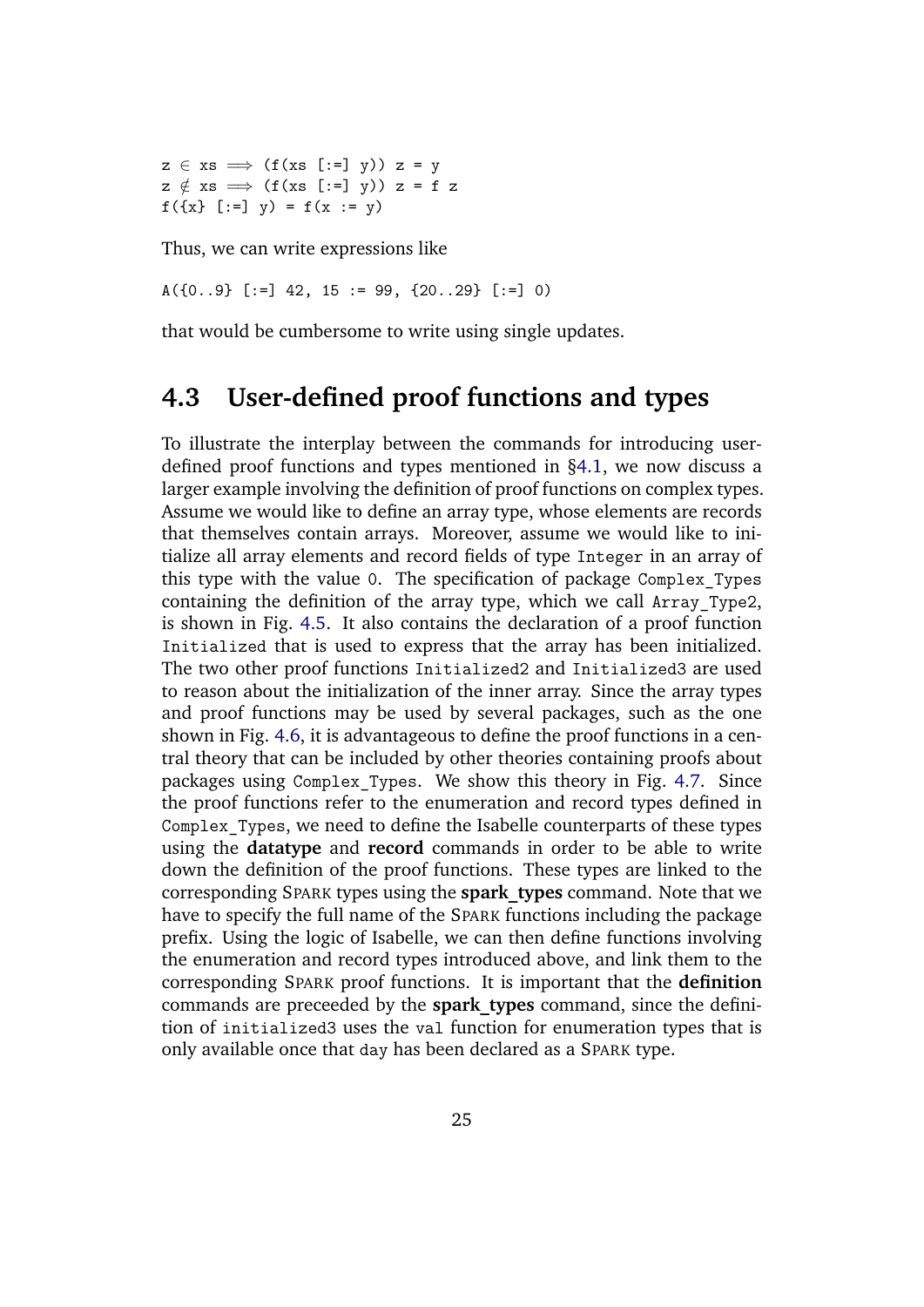```
z ∈ xs ⟹ (f(xs [:=] y)) z = y
z ∉ xs ⟹ (f(xs [:=] y)) z = f z
f({x} [:=] y) = f(x := y)
```

Thus, we can write expressions like

```
A({0..9} [:=] 42, 15 := 99, {20..29} [:=] 0)
```

that would be cumbersome to write using single updates.

## 4.3 User-defined proof functions and types

To illustrate the interplay between the commands for introducing user-defined proof functions and types mentioned in §4.1, we now discuss a larger example involving the definition of proof functions on complex types. Assume we would like to define an array type, whose elements are records that themselves contain arrays. Moreover, assume we would like to initialize all array elements and record fields of type `Integer` in an array of this type with the value `0`. The specification of package `Complex_Types` containing the definition of the array type, which we call `Array_Type2`, is shown in Fig. 4.5. It also contains the declaration of a proof function `Initialized` that is used to express that the array has been initialized. The two other proof functions `Initialized2` and `Initialized3` are used to reason about the initialization of the inner array. Since the array types and proof functions may be used by several packages, such as the one shown in Fig. 4.6, it is advantageous to define the proof functions in a central theory that can be included by other theories containing proofs about packages using `Complex_Types`. We show this theory in Fig. 4.7. Since the proof functions refer to the enumeration and record types defined in `Complex_Types`, we need to define the Isabelle counterparts of these types using the **datatype** and **record** commands in order to be able to write down the definition of the proof functions. These types are linked to the corresponding SPARK types using the **spark_types** command. Note that we have to specify the full name of the SPARK functions including the package prefix. Using the logic of Isabelle, we can then define functions involving the enumeration and record types introduced above, and link them to the corresponding SPARK proof functions. It is important that the **definition** commands are preceeded by the **spark_types** command, since the definition of `initialized3` uses the `val` function for enumeration types that is only available once that `day` has been declared as a SPARK type.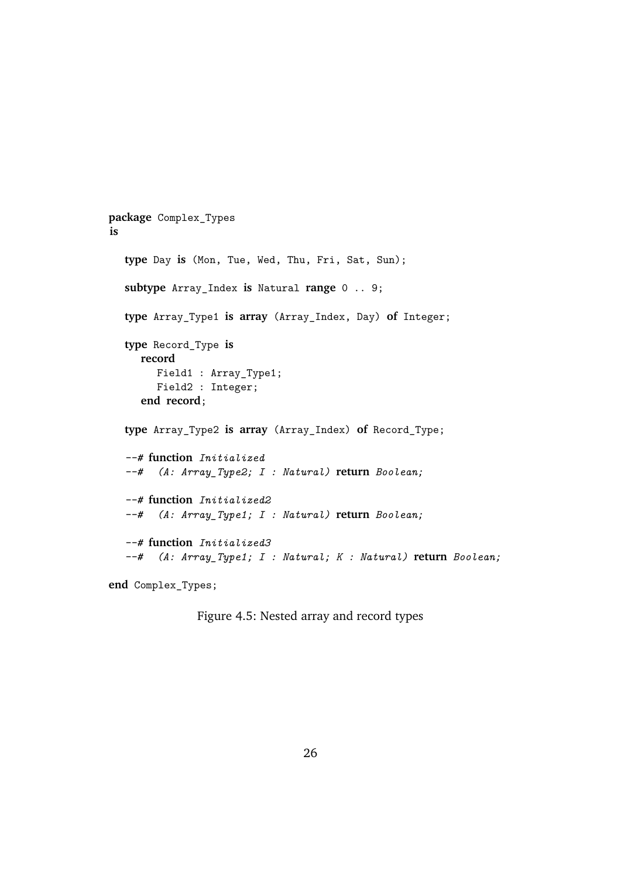```
package Complex_Types
is

   type Day is (Mon, Tue, Wed, Thu, Fri, Sat, Sun);

   subtype Array_Index is Natural range 0 .. 9;

   type Array_Type1 is array (Array_Index, Day) of Integer;

   type Record_Type is
      record
         Field1 : Array_Type1;
         Field2 : Integer;
      end record;

   type Array_Type2 is array (Array_Index) of Record_Type;

   --# function Initialized
   --#   (A: Array_Type2; I : Natural) return Boolean;

   --# function Initialized2
   --#   (A: Array_Type1; I : Natural) return Boolean;

   --# function Initialized3
   --#   (A: Array_Type1; I : Natural; K : Natural) return Boolean;

end Complex_Types;
```

Figure 4.5: Nested array and record types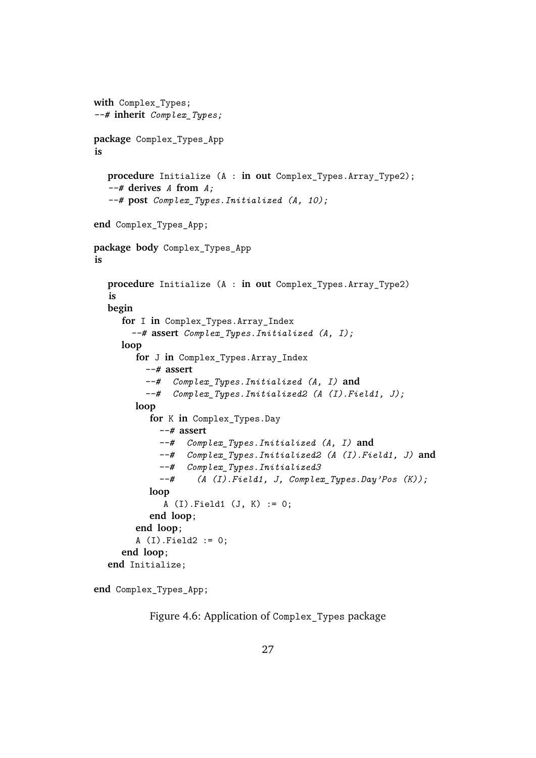```
with Complex_Types;
--# inherit Complex_Types;

package Complex_Types_App
is

   procedure Initialize (A : in out Complex_Types.Array_Type2);
   --# derives A from A;
   --# post Complex_Types.Initialized (A, 10);

end Complex_Types_App;

package body Complex_Types_App
is

   procedure Initialize (A : in out Complex_Types.Array_Type2)
   is
   begin
      for I in Complex_Types.Array_Index
        --# assert Complex_Types.Initialized (A, I);
      loop
         for J in Complex_Types.Array_Index
           --# assert
           --#  Complex_Types.Initialized (A, I) and
           --#  Complex_Types.Initialized2 (A (I).Field1, J);
         loop
            for K in Complex_Types.Day
              --# assert
              --#  Complex_Types.Initialized (A, I) and
              --#  Complex_Types.Initialized2 (A (I).Field1, J) and
              --#  Complex_Types.Initialized3
              --#    (A (I).Field1, J, Complex_Types.Day'Pos (K));
            loop
               A (I).Field1 (J, K) := 0;
            end loop;
         end loop;
         A (I).Field2 := 0;
      end loop;
   end Initialize;

end Complex_Types_App;
```

Figure 4.6: Application of Complex_Types package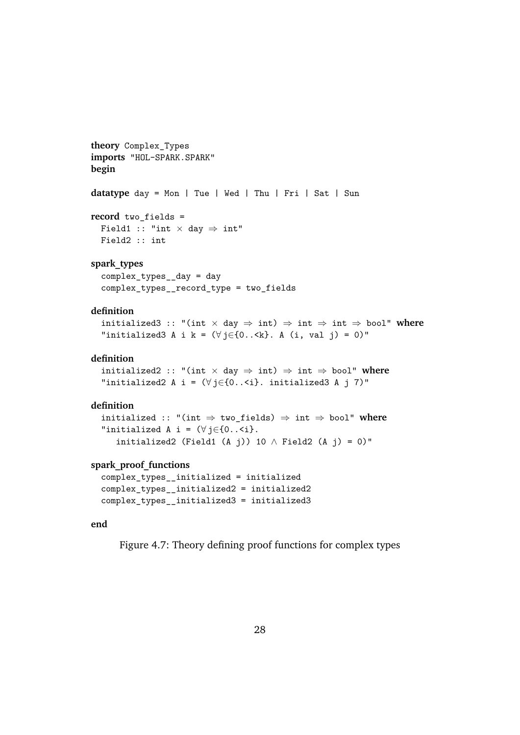```
theory Complex_Types
imports "HOL-SPARK.SPARK"
begin

datatype day = Mon | Tue | Wed | Thu | Fri | Sat | Sun

record two_fields =
  Field1 :: "int × day ⇒ int"
  Field2 :: int

spark_types
  complex_types__day = day
  complex_types__record_type = two_fields

definition
  initialized3 :: "(int × day ⇒ int) ⇒ int ⇒ int ⇒ bool" where
  "initialized3 A i k = (∀j∈{0..<k}. A (i, val j) = 0)"

definition
  initialized2 :: "(int × day ⇒ int) ⇒ int ⇒ bool" where
  "initialized2 A i = (∀j∈{0..<i}. initialized3 A j 7)"

definition
  initialized :: "(int ⇒ two_fields) ⇒ int ⇒ bool" where
  "initialized A i = (∀j∈{0..<i}.
     initialized2 (Field1 (A j)) 10 ∧ Field2 (A j) = 0)"

spark_proof_functions
  complex_types__initialized = initialized
  complex_types__initialized2 = initialized2
  complex_types__initialized3 = initialized3

end
```

Figure 4.7: Theory defining proof functions for complex types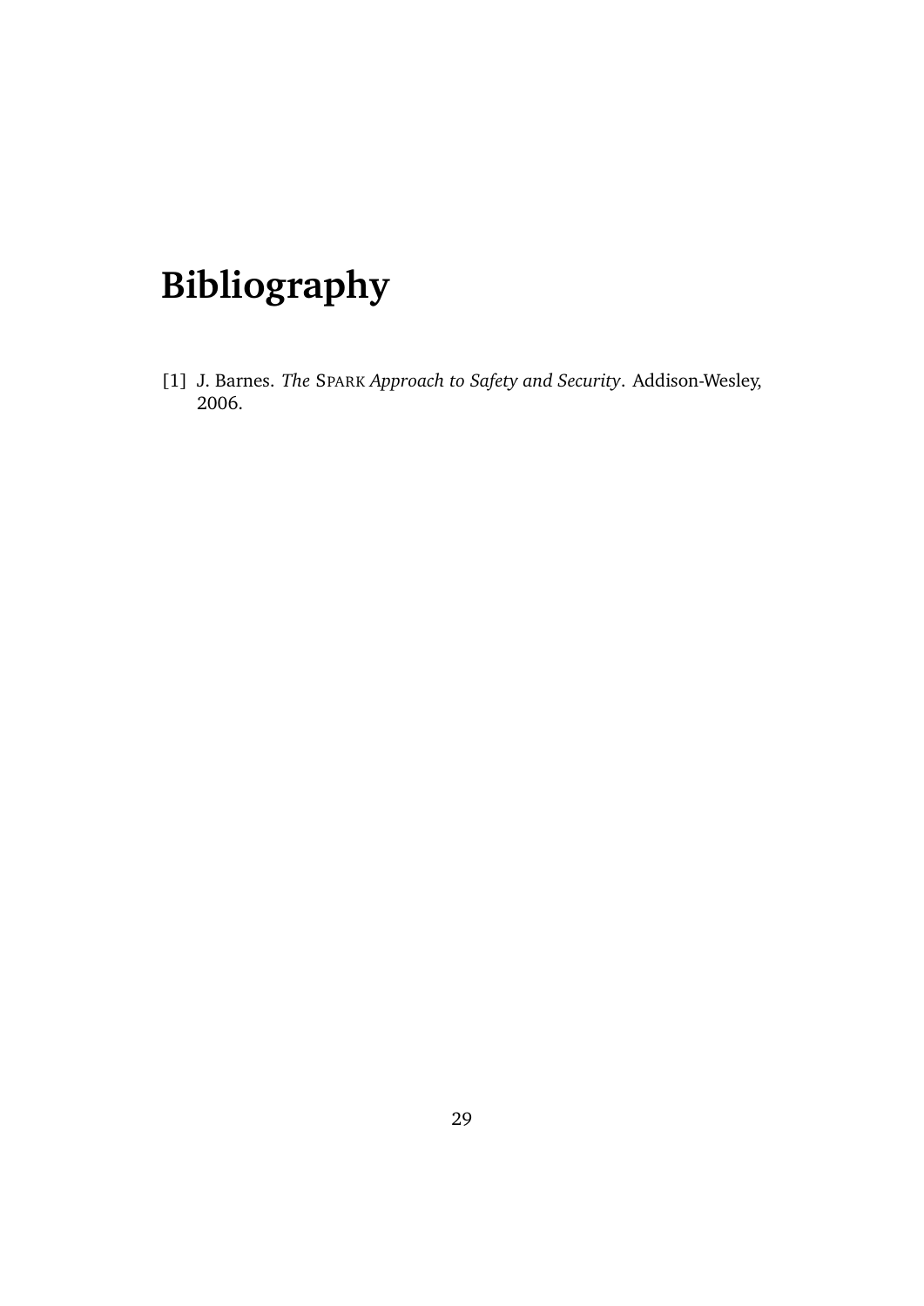# Bibliography

[1] J. Barnes. *The* SPARK *Approach to Safety and Security*. Addison-Wesley, 2006.